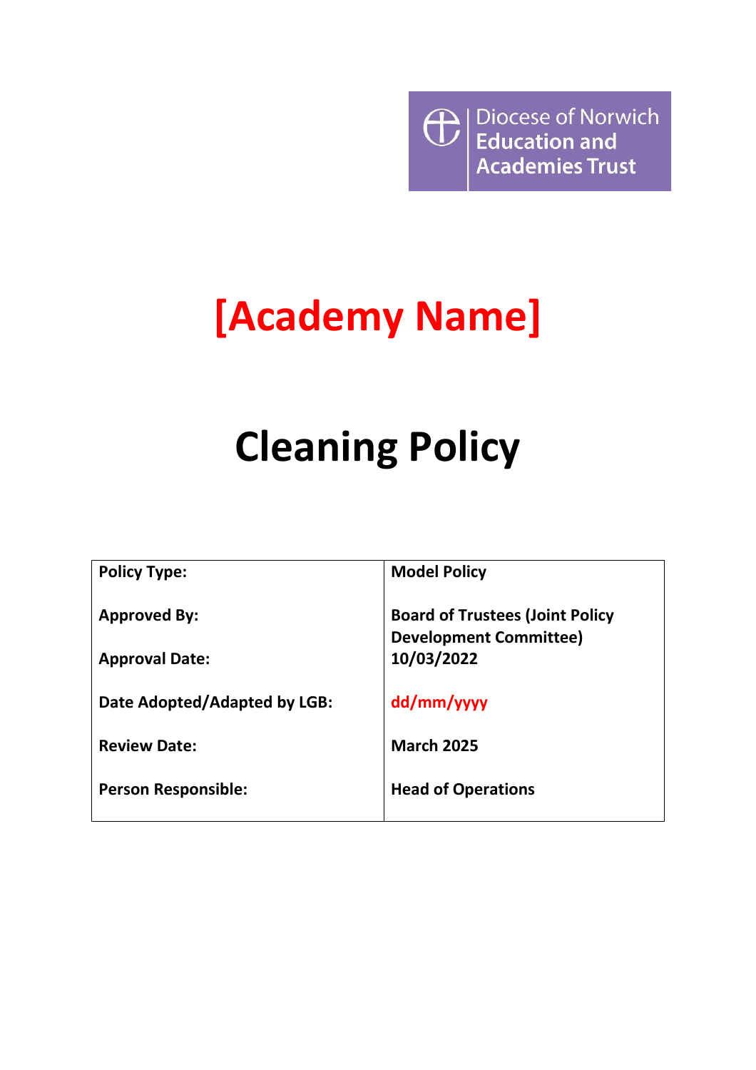Diocese of Norwich Education and Academies Trust

# [Academy Name]

# Cleaning Policy

| | |
|---|---|
| **Policy Type:** | **Model Policy** |
| **Approved By:** | **Board of Trustees (Joint Policy Development Committee)** |
| **Approval Date:** | **10/03/2022** |
| **Date Adopted/Adapted by LGB:** | **dd/mm/yyyy** |
| **Review Date:** | **March 2025** |
| **Person Responsible:** | **Head of Operations** |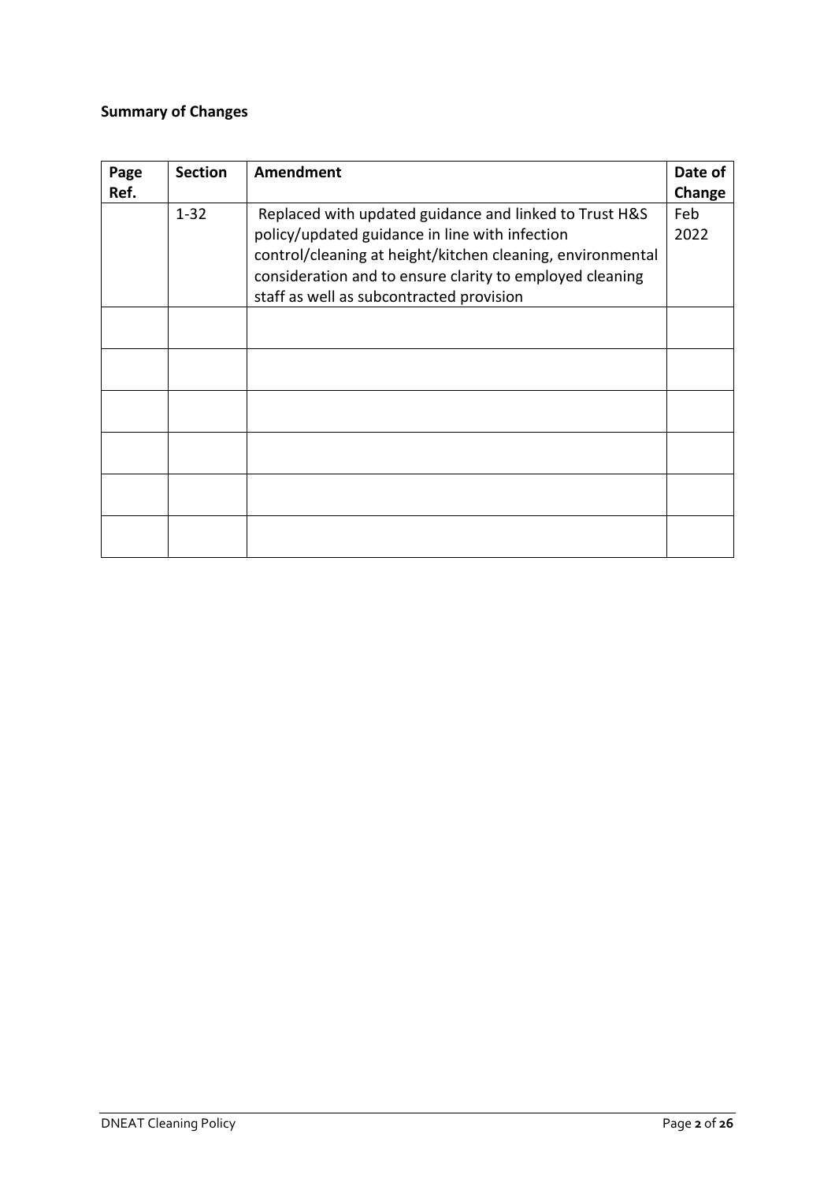**Summary of Changes**

| Page Ref. | Section | Amendment | Date of Change |
|---|---|---|---|
| | 1-32 | Replaced with updated guidance and linked to Trust H&S policy/updated guidance in line with infection control/cleaning at height/kitchen cleaning, environmental consideration and to ensure clarity to employed cleaning staff as well as subcontracted provision | Feb 2022 |
| | | | |
| | | | |
| | | | |
| | | | |
| | | | |
| | | | |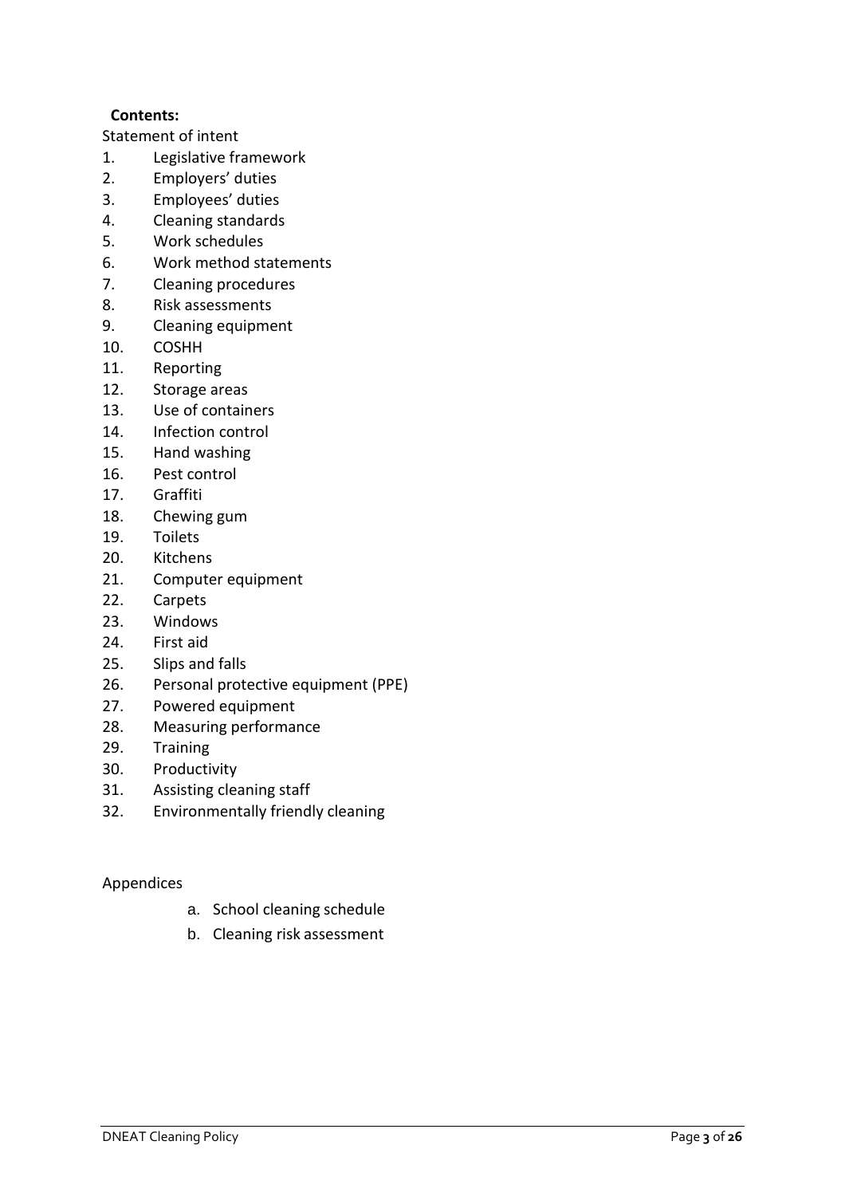**Contents:**

Statement of intent

1. Legislative framework
2. Employers' duties
3. Employees' duties
4. Cleaning standards
5. Work schedules
6. Work method statements
7. Cleaning procedures
8. Risk assessments
9. Cleaning equipment
10. COSHH
11. Reporting
12. Storage areas
13. Use of containers
14. Infection control
15. Hand washing
16. Pest control
17. Graffiti
18. Chewing gum
19. Toilets
20. Kitchens
21. Computer equipment
22. Carpets
23. Windows
24. First aid
25. Slips and falls
26. Personal protective equipment (PPE)
27. Powered equipment
28. Measuring performance
29. Training
30. Productivity
31. Assisting cleaning staff
32. Environmentally friendly cleaning

Appendices

a. School cleaning schedule
b. Cleaning risk assessment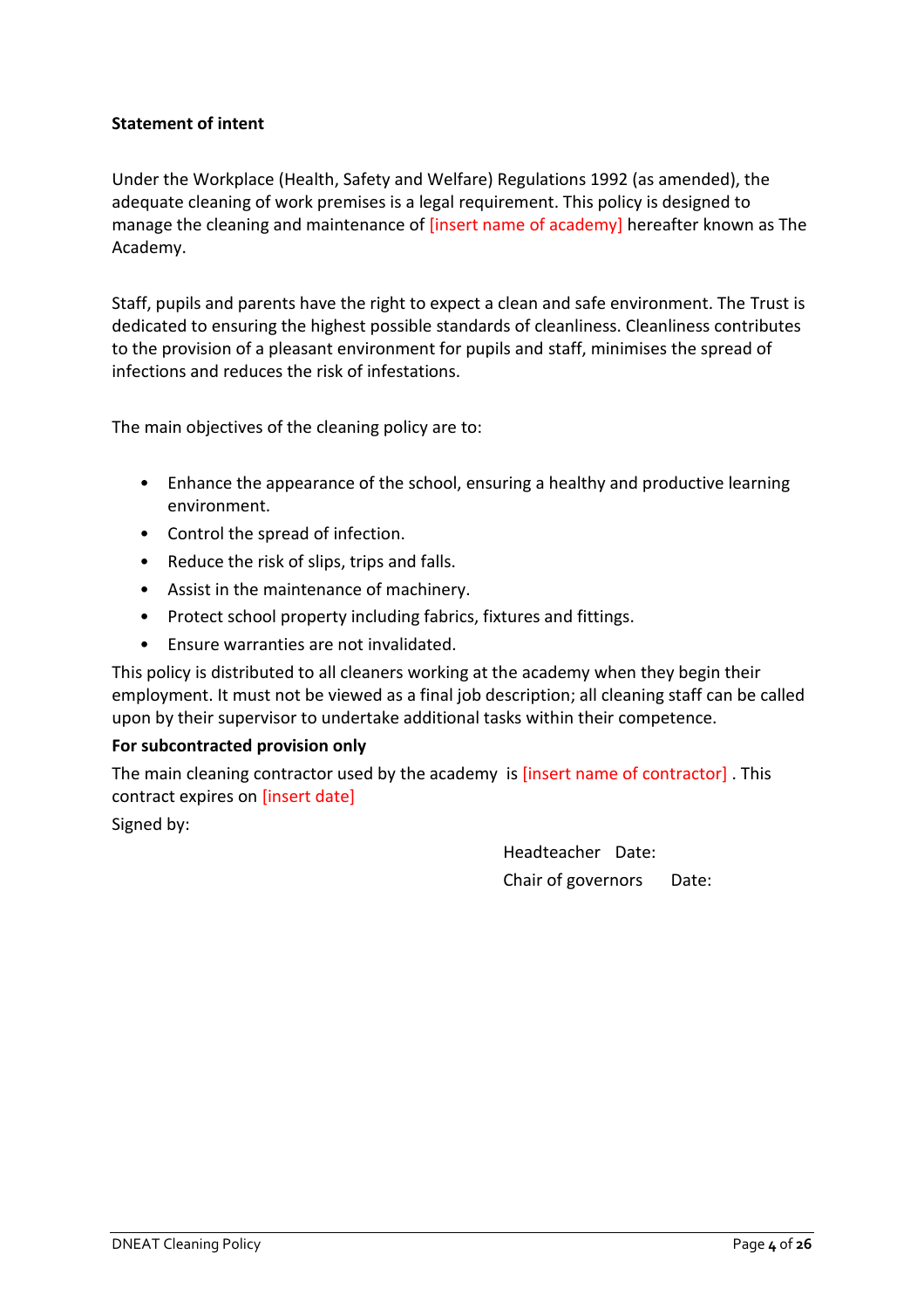**Statement of intent**

Under the Workplace (Health, Safety and Welfare) Regulations 1992 (as amended), the adequate cleaning of work premises is a legal requirement. This policy is designed to manage the cleaning and maintenance of [insert name of academy] hereafter known as The Academy.

Staff, pupils and parents have the right to expect a clean and safe environment. The Trust is dedicated to ensuring the highest possible standards of cleanliness. Cleanliness contributes to the provision of a pleasant environment for pupils and staff, minimises the spread of infections and reduces the risk of infestations.

The main objectives of the cleaning policy are to:

- Enhance the appearance of the school, ensuring a healthy and productive learning environment.
- Control the spread of infection.
- Reduce the risk of slips, trips and falls.
- Assist in the maintenance of machinery.
- Protect school property including fabrics, fixtures and fittings.
- Ensure warranties are not invalidated.

This policy is distributed to all cleaners working at the academy when they begin their employment. It must not be viewed as a final job description; all cleaning staff can be called upon by their supervisor to undertake additional tasks within their competence.

**For subcontracted provision only**

The main cleaning contractor used by the academy is [insert name of contractor] . This contract expires on [insert date]

Signed by:

Headteacher Date:

Chair of governors Date: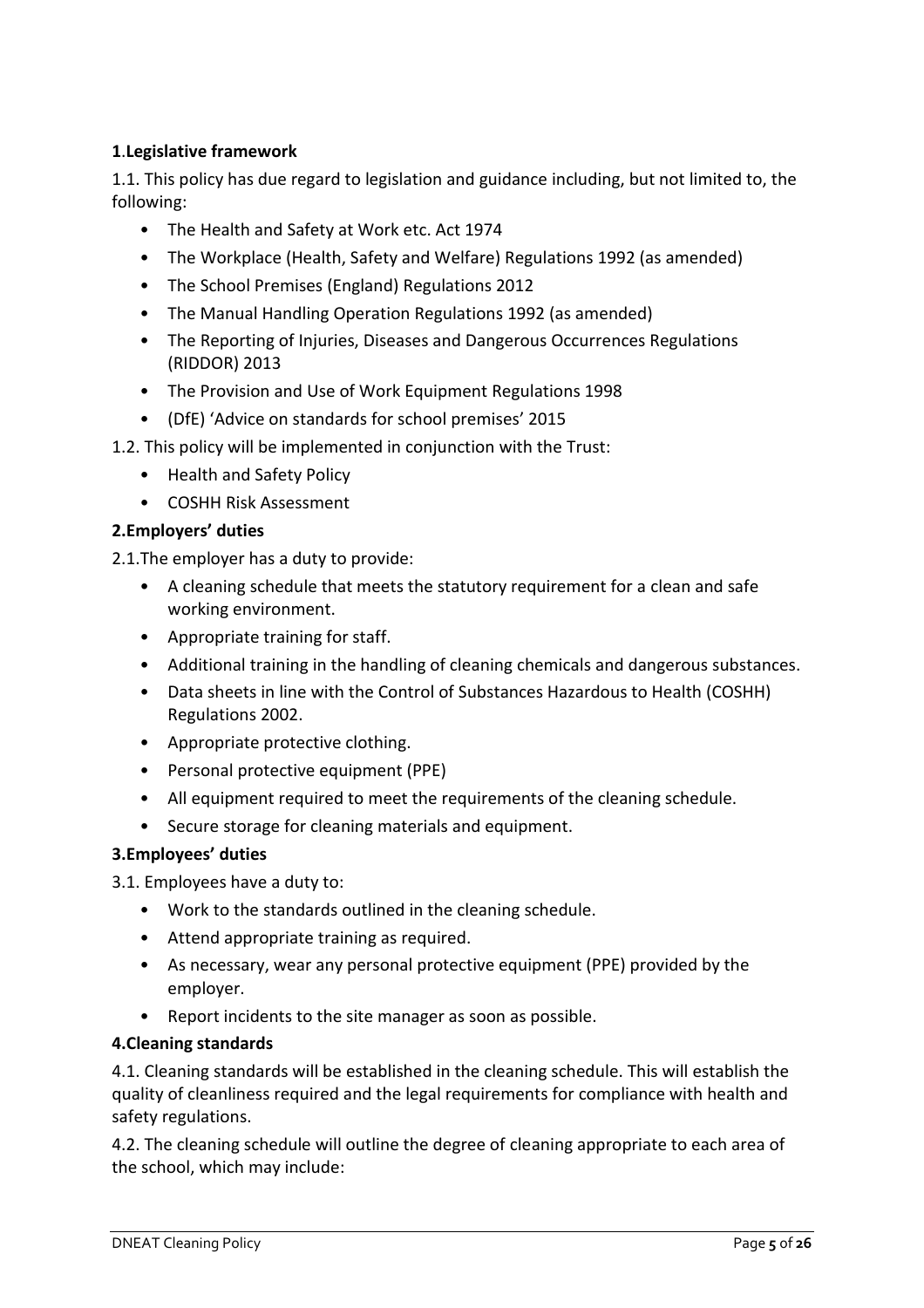**1.Legislative framework**

1.1. This policy has due regard to legislation and guidance including, but not limited to, the following:

- The Health and Safety at Work etc. Act 1974
- The Workplace (Health, Safety and Welfare) Regulations 1992 (as amended)
- The School Premises (England) Regulations 2012
- The Manual Handling Operation Regulations 1992 (as amended)
- The Reporting of Injuries, Diseases and Dangerous Occurrences Regulations (RIDDOR) 2013
- The Provision and Use of Work Equipment Regulations 1998
- (DfE) 'Advice on standards for school premises' 2015

1.2. This policy will be implemented in conjunction with the Trust:

- Health and Safety Policy
- COSHH Risk Assessment

**2.Employers' duties**

2.1.The employer has a duty to provide:

- A cleaning schedule that meets the statutory requirement for a clean and safe working environment.
- Appropriate training for staff.
- Additional training in the handling of cleaning chemicals and dangerous substances.
- Data sheets in line with the Control of Substances Hazardous to Health (COSHH) Regulations 2002.
- Appropriate protective clothing.
- Personal protective equipment (PPE)
- All equipment required to meet the requirements of the cleaning schedule.
- Secure storage for cleaning materials and equipment.

**3.Employees' duties**

3.1. Employees have a duty to:

- Work to the standards outlined in the cleaning schedule.
- Attend appropriate training as required.
- As necessary, wear any personal protective equipment (PPE) provided by the employer.
- Report incidents to the site manager as soon as possible.

**4.Cleaning standards**

4.1. Cleaning standards will be established in the cleaning schedule. This will establish the quality of cleanliness required and the legal requirements for compliance with health and safety regulations.

4.2. The cleaning schedule will outline the degree of cleaning appropriate to each area of the school, which may include: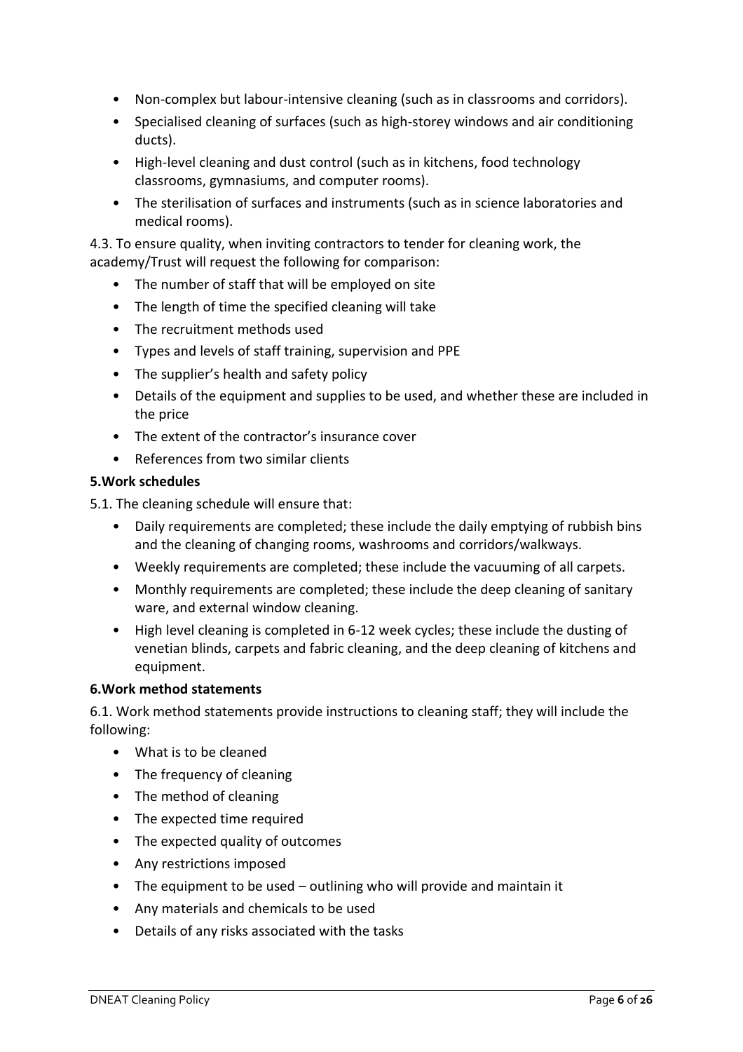- Non-complex but labour-intensive cleaning (such as in classrooms and corridors).
- Specialised cleaning of surfaces (such as high-storey windows and air conditioning ducts).
- High-level cleaning and dust control (such as in kitchens, food technology classrooms, gymnasiums, and computer rooms).
- The sterilisation of surfaces and instruments (such as in science laboratories and medical rooms).

4.3. To ensure quality, when inviting contractors to tender for cleaning work, the academy/Trust will request the following for comparison:

- The number of staff that will be employed on site
- The length of time the specified cleaning will take
- The recruitment methods used
- Types and levels of staff training, supervision and PPE
- The supplier's health and safety policy
- Details of the equipment and supplies to be used, and whether these are included in the price
- The extent of the contractor's insurance cover
- References from two similar clients

**5.Work schedules**

5.1. The cleaning schedule will ensure that:

- Daily requirements are completed; these include the daily emptying of rubbish bins and the cleaning of changing rooms, washrooms and corridors/walkways.
- Weekly requirements are completed; these include the vacuuming of all carpets.
- Monthly requirements are completed; these include the deep cleaning of sanitary ware, and external window cleaning.
- High level cleaning is completed in 6-12 week cycles; these include the dusting of venetian blinds, carpets and fabric cleaning, and the deep cleaning of kitchens and equipment.

**6.Work method statements**

6.1. Work method statements provide instructions to cleaning staff; they will include the following:

- What is to be cleaned
- The frequency of cleaning
- The method of cleaning
- The expected time required
- The expected quality of outcomes
- Any restrictions imposed
- The equipment to be used – outlining who will provide and maintain it
- Any materials and chemicals to be used
- Details of any risks associated with the tasks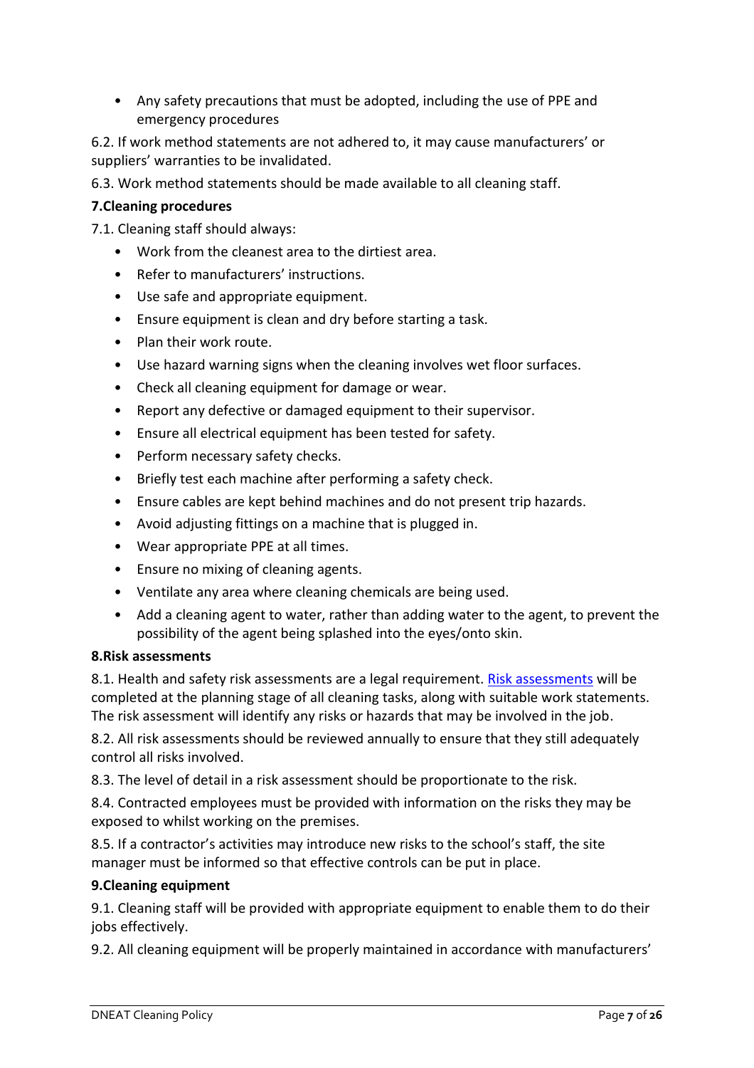- Any safety precautions that must be adopted, including the use of PPE and emergency procedures

6.2. If work method statements are not adhered to, it may cause manufacturers' or suppliers' warranties to be invalidated.

6.3. Work method statements should be made available to all cleaning staff.

## 7.Cleaning procedures

7.1. Cleaning staff should always:

- Work from the cleanest area to the dirtiest area.
- Refer to manufacturers' instructions.
- Use safe and appropriate equipment.
- Ensure equipment is clean and dry before starting a task.
- Plan their work route.
- Use hazard warning signs when the cleaning involves wet floor surfaces.
- Check all cleaning equipment for damage or wear.
- Report any defective or damaged equipment to their supervisor.
- Ensure all electrical equipment has been tested for safety.
- Perform necessary safety checks.
- Briefly test each machine after performing a safety check.
- Ensure cables are kept behind machines and do not present trip hazards.
- Avoid adjusting fittings on a machine that is plugged in.
- Wear appropriate PPE at all times.
- Ensure no mixing of cleaning agents.
- Ventilate any area where cleaning chemicals are being used.
- Add a cleaning agent to water, rather than adding water to the agent, to prevent the possibility of the agent being splashed into the eyes/onto skin.

## 8.Risk assessments

8.1. Health and safety risk assessments are a legal requirement. Risk assessments will be completed at the planning stage of all cleaning tasks, along with suitable work statements. The risk assessment will identify any risks or hazards that may be involved in the job.

8.2. All risk assessments should be reviewed annually to ensure that they still adequately control all risks involved.

8.3. The level of detail in a risk assessment should be proportionate to the risk.

8.4. Contracted employees must be provided with information on the risks they may be exposed to whilst working on the premises.

8.5. If a contractor's activities may introduce new risks to the school's staff, the site manager must be informed so that effective controls can be put in place.

## 9.Cleaning equipment

9.1. Cleaning staff will be provided with appropriate equipment to enable them to do their jobs effectively.

9.2. All cleaning equipment will be properly maintained in accordance with manufacturers'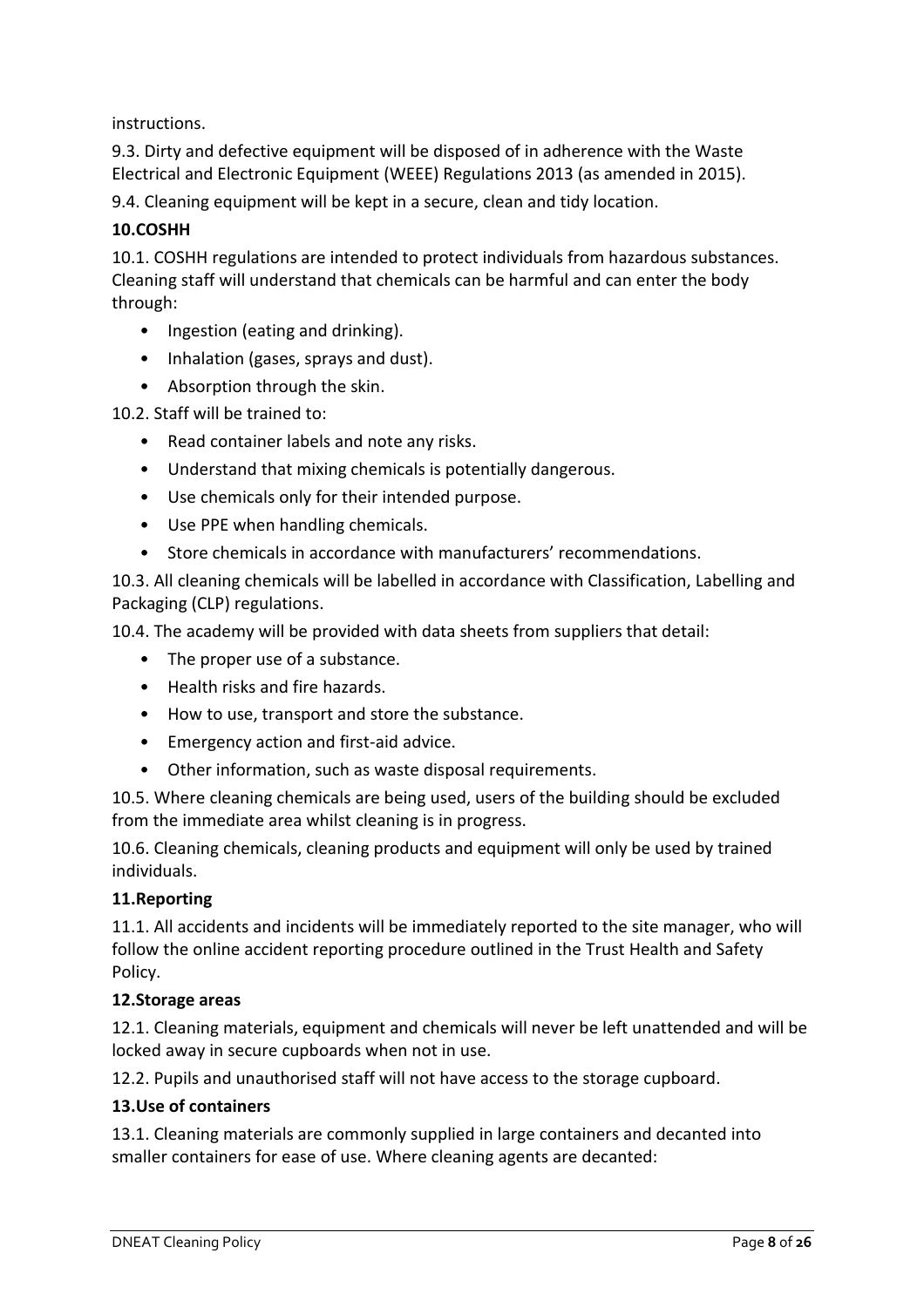instructions.

9.3. Dirty and defective equipment will be disposed of in adherence with the Waste Electrical and Electronic Equipment (WEEE) Regulations 2013 (as amended in 2015).

9.4. Cleaning equipment will be kept in a secure, clean and tidy location.

**10.COSHH**

10.1. COSHH regulations are intended to protect individuals from hazardous substances. Cleaning staff will understand that chemicals can be harmful and can enter the body through:

- Ingestion (eating and drinking).
- Inhalation (gases, sprays and dust).
- Absorption through the skin.

10.2. Staff will be trained to:

- Read container labels and note any risks.
- Understand that mixing chemicals is potentially dangerous.
- Use chemicals only for their intended purpose.
- Use PPE when handling chemicals.
- Store chemicals in accordance with manufacturers' recommendations.

10.3. All cleaning chemicals will be labelled in accordance with Classification, Labelling and Packaging (CLP) regulations.

10.4. The academy will be provided with data sheets from suppliers that detail:

- The proper use of a substance.
- Health risks and fire hazards.
- How to use, transport and store the substance.
- Emergency action and first-aid advice.
- Other information, such as waste disposal requirements.

10.5. Where cleaning chemicals are being used, users of the building should be excluded from the immediate area whilst cleaning is in progress.

10.6. Cleaning chemicals, cleaning products and equipment will only be used by trained individuals.

**11.Reporting**

11.1. All accidents and incidents will be immediately reported to the site manager, who will follow the online accident reporting procedure outlined in the Trust Health and Safety Policy.

**12.Storage areas**

12.1. Cleaning materials, equipment and chemicals will never be left unattended and will be locked away in secure cupboards when not in use.

12.2. Pupils and unauthorised staff will not have access to the storage cupboard.

**13.Use of containers**

13.1. Cleaning materials are commonly supplied in large containers and decanted into smaller containers for ease of use. Where cleaning agents are decanted: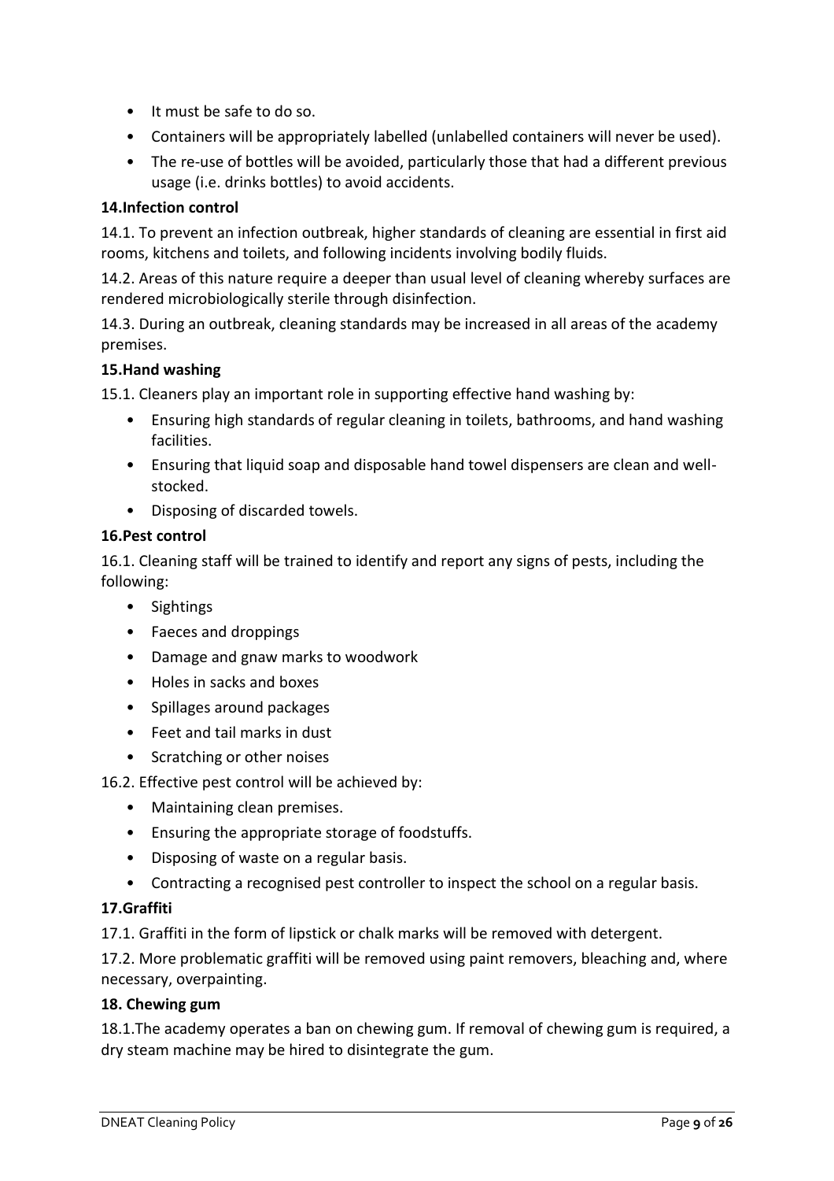- It must be safe to do so.
- Containers will be appropriately labelled (unlabelled containers will never be used).
- The re-use of bottles will be avoided, particularly those that had a different previous usage (i.e. drinks bottles) to avoid accidents.

**14.Infection control**

14.1. To prevent an infection outbreak, higher standards of cleaning are essential in first aid rooms, kitchens and toilets, and following incidents involving bodily fluids.

14.2. Areas of this nature require a deeper than usual level of cleaning whereby surfaces are rendered microbiologically sterile through disinfection.

14.3. During an outbreak, cleaning standards may be increased in all areas of the academy premises.

**15.Hand washing**

15.1. Cleaners play an important role in supporting effective hand washing by:

- Ensuring high standards of regular cleaning in toilets, bathrooms, and hand washing facilities.
- Ensuring that liquid soap and disposable hand towel dispensers are clean and well-stocked.
- Disposing of discarded towels.

**16.Pest control**

16.1. Cleaning staff will be trained to identify and report any signs of pests, including the following:

- Sightings
- Faeces and droppings
- Damage and gnaw marks to woodwork
- Holes in sacks and boxes
- Spillages around packages
- Feet and tail marks in dust
- Scratching or other noises

16.2. Effective pest control will be achieved by:

- Maintaining clean premises.
- Ensuring the appropriate storage of foodstuffs.
- Disposing of waste on a regular basis.
- Contracting a recognised pest controller to inspect the school on a regular basis.

**17.Graffiti**

17.1. Graffiti in the form of lipstick or chalk marks will be removed with detergent.

17.2. More problematic graffiti will be removed using paint removers, bleaching and, where necessary, overpainting.

**18. Chewing gum**

18.1.The academy operates a ban on chewing gum. If removal of chewing gum is required, a dry steam machine may be hired to disintegrate the gum.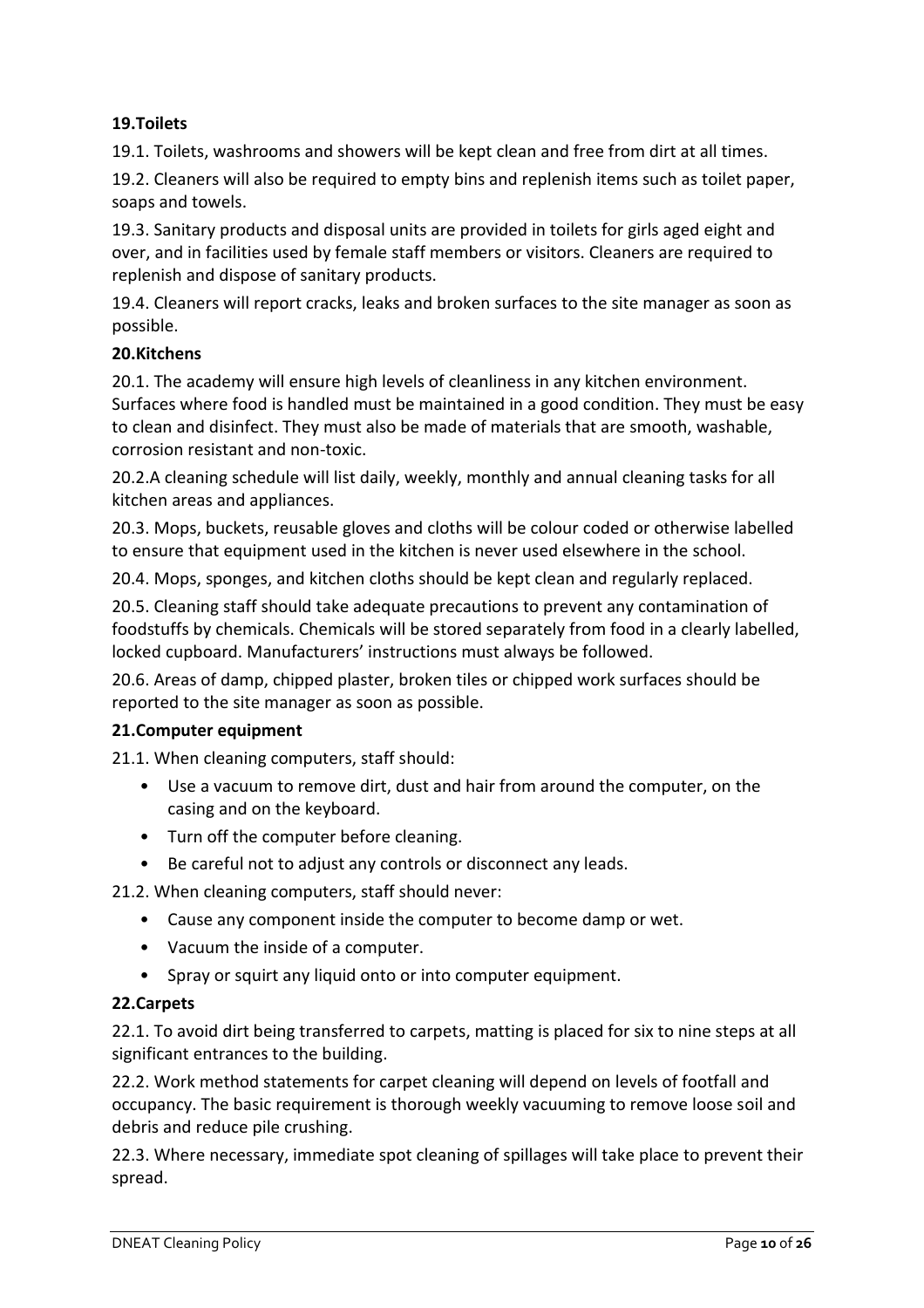**19.Toilets**

19.1. Toilets, washrooms and showers will be kept clean and free from dirt at all times.

19.2. Cleaners will also be required to empty bins and replenish items such as toilet paper, soaps and towels.

19.3. Sanitary products and disposal units are provided in toilets for girls aged eight and over, and in facilities used by female staff members or visitors. Cleaners are required to replenish and dispose of sanitary products.

19.4. Cleaners will report cracks, leaks and broken surfaces to the site manager as soon as possible.

**20.Kitchens**

20.1. The academy will ensure high levels of cleanliness in any kitchen environment. Surfaces where food is handled must be maintained in a good condition. They must be easy to clean and disinfect. They must also be made of materials that are smooth, washable, corrosion resistant and non-toxic.

20.2.A cleaning schedule will list daily, weekly, monthly and annual cleaning tasks for all kitchen areas and appliances.

20.3. Mops, buckets, reusable gloves and cloths will be colour coded or otherwise labelled to ensure that equipment used in the kitchen is never used elsewhere in the school.

20.4. Mops, sponges, and kitchen cloths should be kept clean and regularly replaced.

20.5. Cleaning staff should take adequate precautions to prevent any contamination of foodstuffs by chemicals. Chemicals will be stored separately from food in a clearly labelled, locked cupboard. Manufacturers' instructions must always be followed.

20.6. Areas of damp, chipped plaster, broken tiles or chipped work surfaces should be reported to the site manager as soon as possible.

**21.Computer equipment**

21.1. When cleaning computers, staff should:

- Use a vacuum to remove dirt, dust and hair from around the computer, on the casing and on the keyboard.
- Turn off the computer before cleaning.
- Be careful not to adjust any controls or disconnect any leads.

21.2. When cleaning computers, staff should never:

- Cause any component inside the computer to become damp or wet.
- Vacuum the inside of a computer.
- Spray or squirt any liquid onto or into computer equipment.

**22.Carpets**

22.1. To avoid dirt being transferred to carpets, matting is placed for six to nine steps at all significant entrances to the building.

22.2. Work method statements for carpet cleaning will depend on levels of footfall and occupancy. The basic requirement is thorough weekly vacuuming to remove loose soil and debris and reduce pile crushing.

22.3. Where necessary, immediate spot cleaning of spillages will take place to prevent their spread.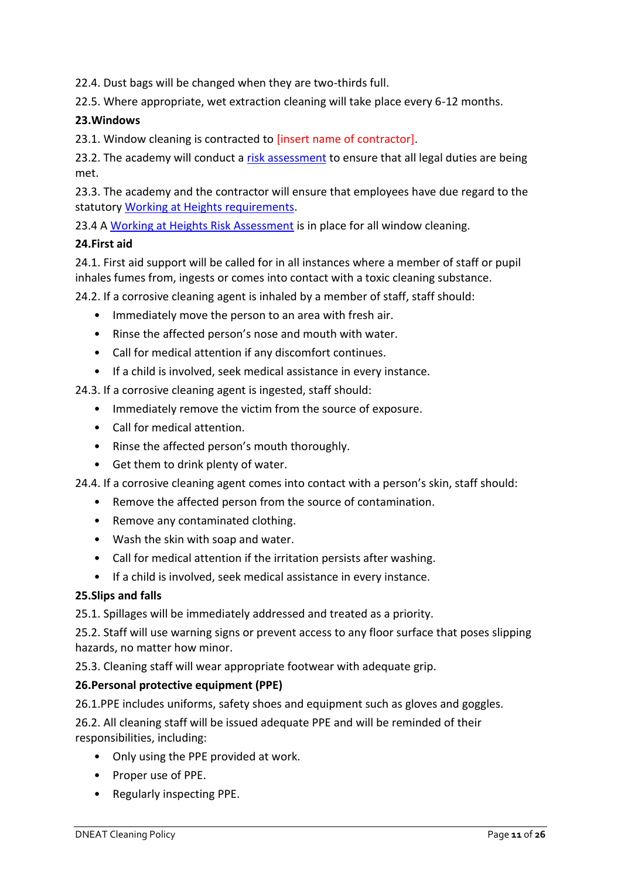22.4. Dust bags will be changed when they are two-thirds full.

22.5. Where appropriate, wet extraction cleaning will take place every 6-12 months.

**23.Windows**

23.1. Window cleaning is contracted to [insert name of contractor].

23.2. The academy will conduct a risk assessment to ensure that all legal duties are being met.

23.3. The academy and the contractor will ensure that employees have due regard to the statutory Working at Heights requirements.

23.4 A Working at Heights Risk Assessment is in place for all window cleaning.

**24.First aid**

24.1. First aid support will be called for in all instances where a member of staff or pupil inhales fumes from, ingests or comes into contact with a toxic cleaning substance.

24.2. If a corrosive cleaning agent is inhaled by a member of staff, staff should:

- Immediately move the person to an area with fresh air.
- Rinse the affected person's nose and mouth with water.
- Call for medical attention if any discomfort continues.
- If a child is involved, seek medical assistance in every instance.

24.3. If a corrosive cleaning agent is ingested, staff should:

- Immediately remove the victim from the source of exposure.
- Call for medical attention.
- Rinse the affected person's mouth thoroughly.
- Get them to drink plenty of water.

24.4. If a corrosive cleaning agent comes into contact with a person's skin, staff should:

- Remove the affected person from the source of contamination.
- Remove any contaminated clothing.
- Wash the skin with soap and water.
- Call for medical attention if the irritation persists after washing.
- If a child is involved, seek medical assistance in every instance.

**25.Slips and falls**

25.1. Spillages will be immediately addressed and treated as a priority.

25.2. Staff will use warning signs or prevent access to any floor surface that poses slipping hazards, no matter how minor.

25.3. Cleaning staff will wear appropriate footwear with adequate grip.

**26.Personal protective equipment (PPE)**

26.1.PPE includes uniforms, safety shoes and equipment such as gloves and goggles.

26.2. All cleaning staff will be issued adequate PPE and will be reminded of their responsibilities, including:

- Only using the PPE provided at work.
- Proper use of PPE.
- Regularly inspecting PPE.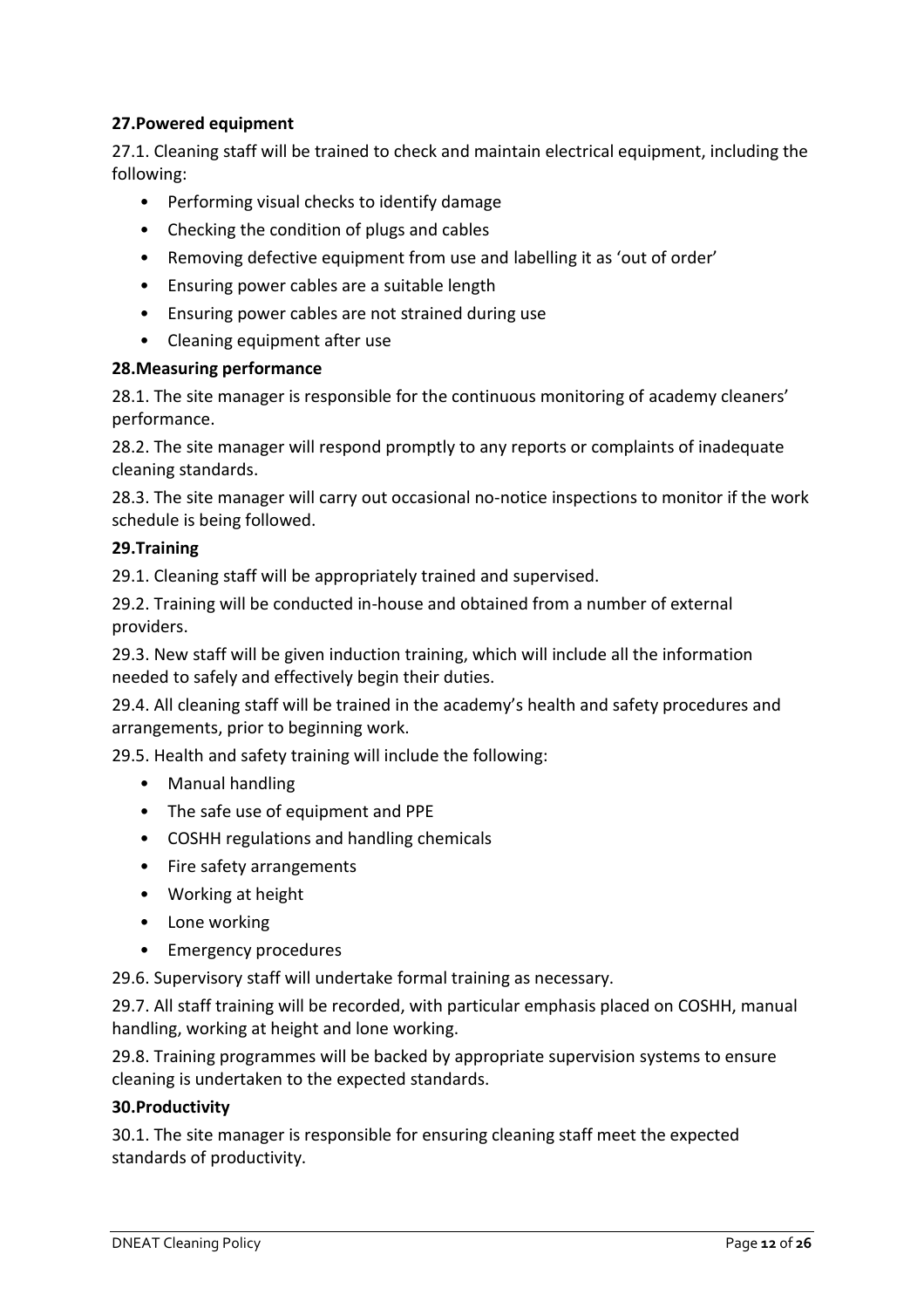## 27. Powered equipment

27.1. Cleaning staff will be trained to check and maintain electrical equipment, including the following:

- Performing visual checks to identify damage
- Checking the condition of plugs and cables
- Removing defective equipment from use and labelling it as 'out of order'
- Ensuring power cables are a suitable length
- Ensuring power cables are not strained during use
- Cleaning equipment after use

## 28. Measuring performance

28.1. The site manager is responsible for the continuous monitoring of academy cleaners' performance.

28.2. The site manager will respond promptly to any reports or complaints of inadequate cleaning standards.

28.3. The site manager will carry out occasional no-notice inspections to monitor if the work schedule is being followed.

## 29. Training

29.1. Cleaning staff will be appropriately trained and supervised.

29.2. Training will be conducted in-house and obtained from a number of external providers.

29.3. New staff will be given induction training, which will include all the information needed to safely and effectively begin their duties.

29.4. All cleaning staff will be trained in the academy's health and safety procedures and arrangements, prior to beginning work.

29.5. Health and safety training will include the following:

- Manual handling
- The safe use of equipment and PPE
- COSHH regulations and handling chemicals
- Fire safety arrangements
- Working at height
- Lone working
- Emergency procedures

29.6. Supervisory staff will undertake formal training as necessary.

29.7. All staff training will be recorded, with particular emphasis placed on COSHH, manual handling, working at height and lone working.

29.8. Training programmes will be backed by appropriate supervision systems to ensure cleaning is undertaken to the expected standards.

## 30. Productivity

30.1. The site manager is responsible for ensuring cleaning staff meet the expected standards of productivity.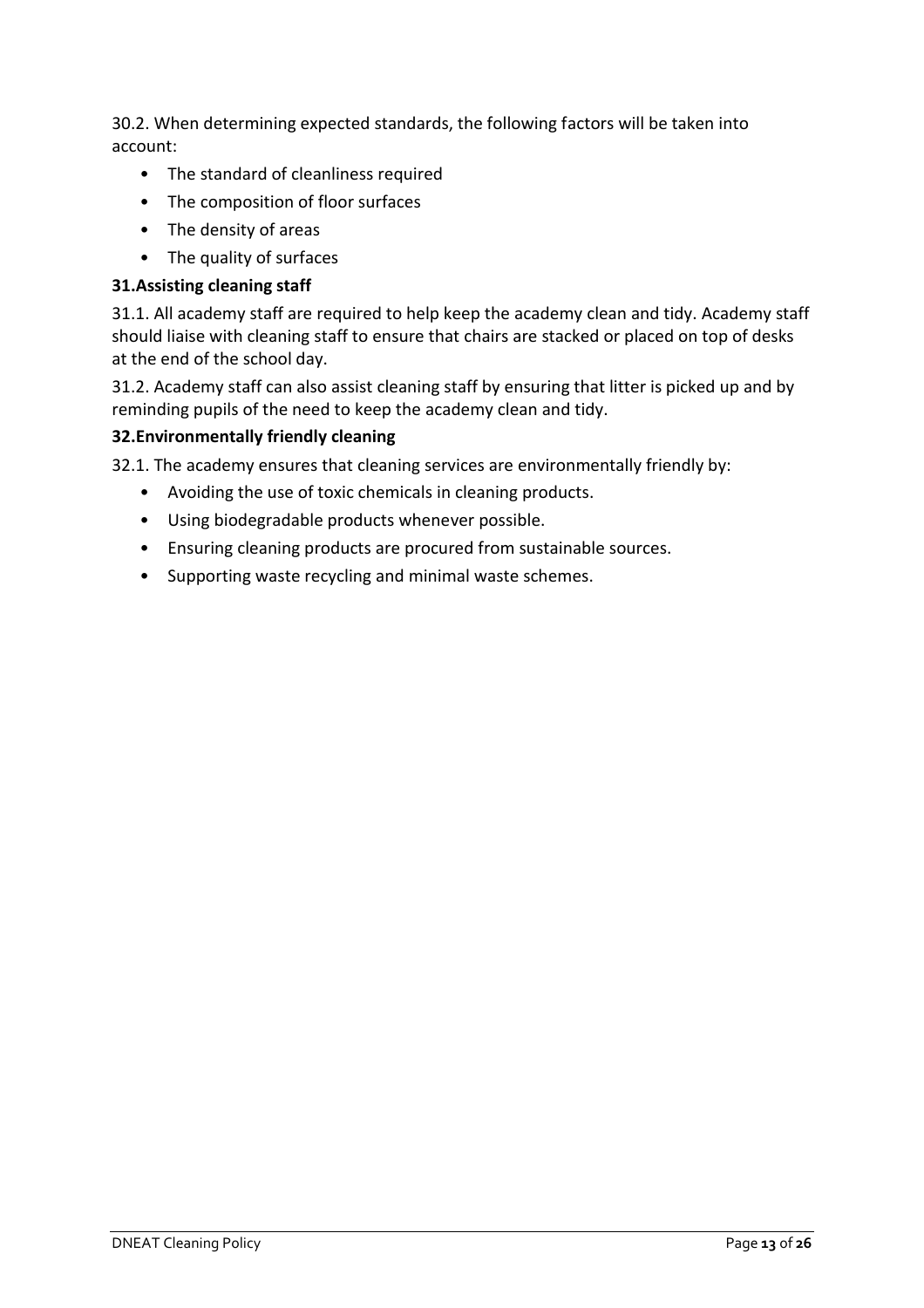30.2. When determining expected standards, the following factors will be taken into account:

- The standard of cleanliness required
- The composition of floor surfaces
- The density of areas
- The quality of surfaces

### 31. Assisting cleaning staff

31.1. All academy staff are required to help keep the academy clean and tidy. Academy staff should liaise with cleaning staff to ensure that chairs are stacked or placed on top of desks at the end of the school day.

31.2. Academy staff can also assist cleaning staff by ensuring that litter is picked up and by reminding pupils of the need to keep the academy clean and tidy.

### 32. Environmentally friendly cleaning

32.1. The academy ensures that cleaning services are environmentally friendly by:

- Avoiding the use of toxic chemicals in cleaning products.
- Using biodegradable products whenever possible.
- Ensuring cleaning products are procured from sustainable sources.
- Supporting waste recycling and minimal waste schemes.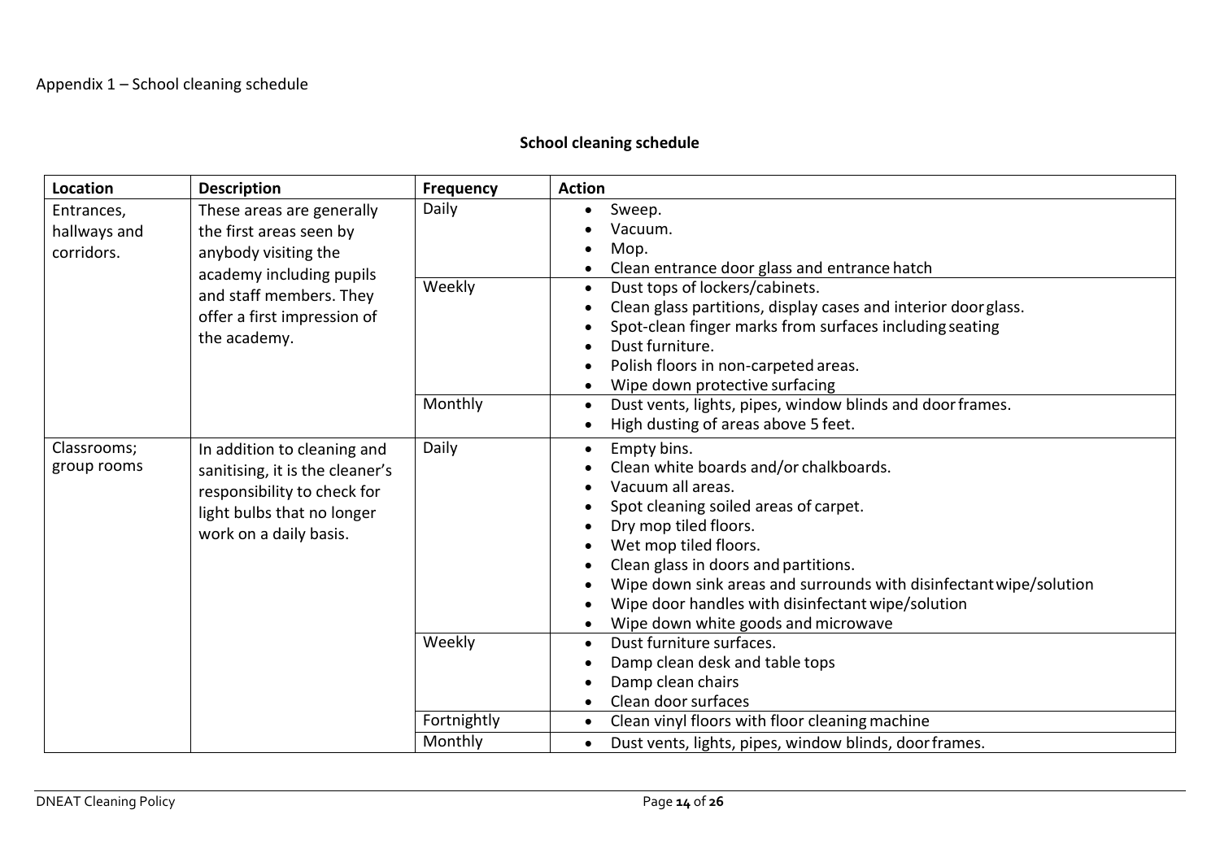Appendix 1 – School cleaning schedule

## School cleaning schedule

| Location | Description | Frequency | Action |
|---|---|---|---|
| Entrances, hallways and corridors. | These areas are generally the first areas seen by anybody visiting the academy including pupils and staff members. They offer a first impression of the academy. | Daily | • Sweep.<br>• Vacuum.<br>• Mop.<br>• Clean entrance door glass and entrance hatch |
| | | Weekly | • Dust tops of lockers/cabinets.<br>• Clean glass partitions, display cases and interior door glass.<br>• Spot-clean finger marks from surfaces including seating<br>• Dust furniture.<br>• Polish floors in non-carpeted areas.<br>• Wipe down protective surfacing |
| | | Monthly | • Dust vents, lights, pipes, window blinds and door frames.<br>• High dusting of areas above 5 feet. |
| Classrooms; group rooms | In addition to cleaning and sanitising, it is the cleaner's responsibility to check for light bulbs that no longer work on a daily basis. | Daily | • Empty bins.<br>• Clean white boards and/or chalkboards.<br>• Vacuum all areas.<br>• Spot cleaning soiled areas of carpet.<br>• Dry mop tiled floors.<br>• Wet mop tiled floors.<br>• Clean glass in doors and partitions.<br>• Wipe down sink areas and surrounds with disinfectant wipe/solution<br>• Wipe door handles with disinfectant wipe/solution<br>• Wipe down white goods and microwave |
| | | Weekly | • Dust furniture surfaces.<br>• Damp clean desk and table tops<br>• Damp clean chairs<br>• Clean door surfaces |
| | | Fortnightly | • Clean vinyl floors with floor cleaning machine |
| | | Monthly | • Dust vents, lights, pipes, window blinds, door frames. |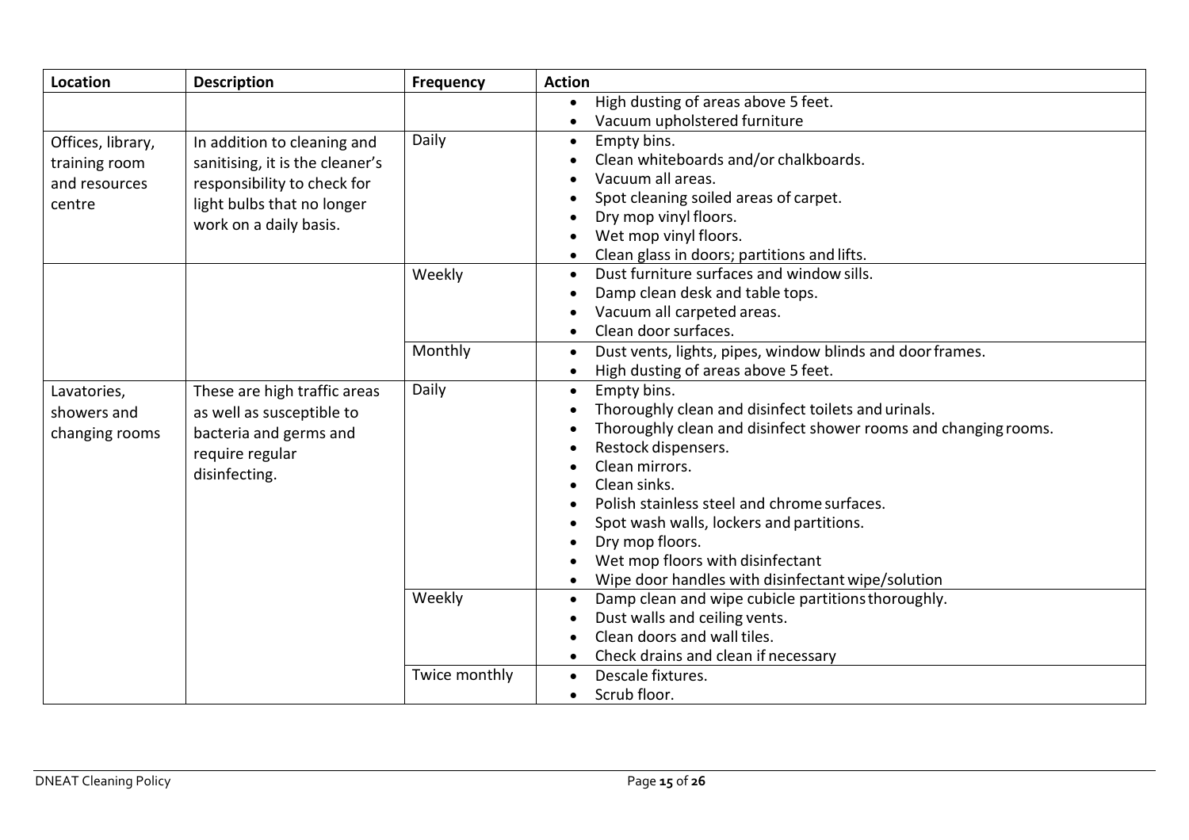| Location | Description | Frequency | Action |
|---|---|---|---|
| | | | • High dusting of areas above 5 feet.<br>• Vacuum upholstered furniture |
| Offices, library, training room and resources centre | In addition to cleaning and sanitising, it is the cleaner's responsibility to check for light bulbs that no longer work on a daily basis. | Daily | • Empty bins.<br>• Clean whiteboards and/or chalkboards.<br>• Vacuum all areas.<br>• Spot cleaning soiled areas of carpet.<br>• Dry mop vinyl floors.<br>• Wet mop vinyl floors.<br>• Clean glass in doors; partitions and lifts. |
| | | Weekly | • Dust furniture surfaces and window sills.<br>• Damp clean desk and table tops.<br>• Vacuum all carpeted areas.<br>• Clean door surfaces. |
| | | Monthly | • Dust vents, lights, pipes, window blinds and door frames.<br>• High dusting of areas above 5 feet. |
| Lavatories, showers and changing rooms | These are high traffic areas as well as susceptible to bacteria and germs and require regular disinfecting. | Daily | • Empty bins.<br>• Thoroughly clean and disinfect toilets and urinals.<br>• Thoroughly clean and disinfect shower rooms and changing rooms.<br>• Restock dispensers.<br>• Clean mirrors.<br>• Clean sinks.<br>• Polish stainless steel and chrome surfaces.<br>• Spot wash walls, lockers and partitions.<br>• Dry mop floors.<br>• Wet mop floors with disinfectant<br>• Wipe door handles with disinfectant wipe/solution |
| | | Weekly | • Damp clean and wipe cubicle partitions thoroughly.<br>• Dust walls and ceiling vents.<br>• Clean doors and wall tiles.<br>• Check drains and clean if necessary |
| | | Twice monthly | • Descale fixtures.<br>• Scrub floor. |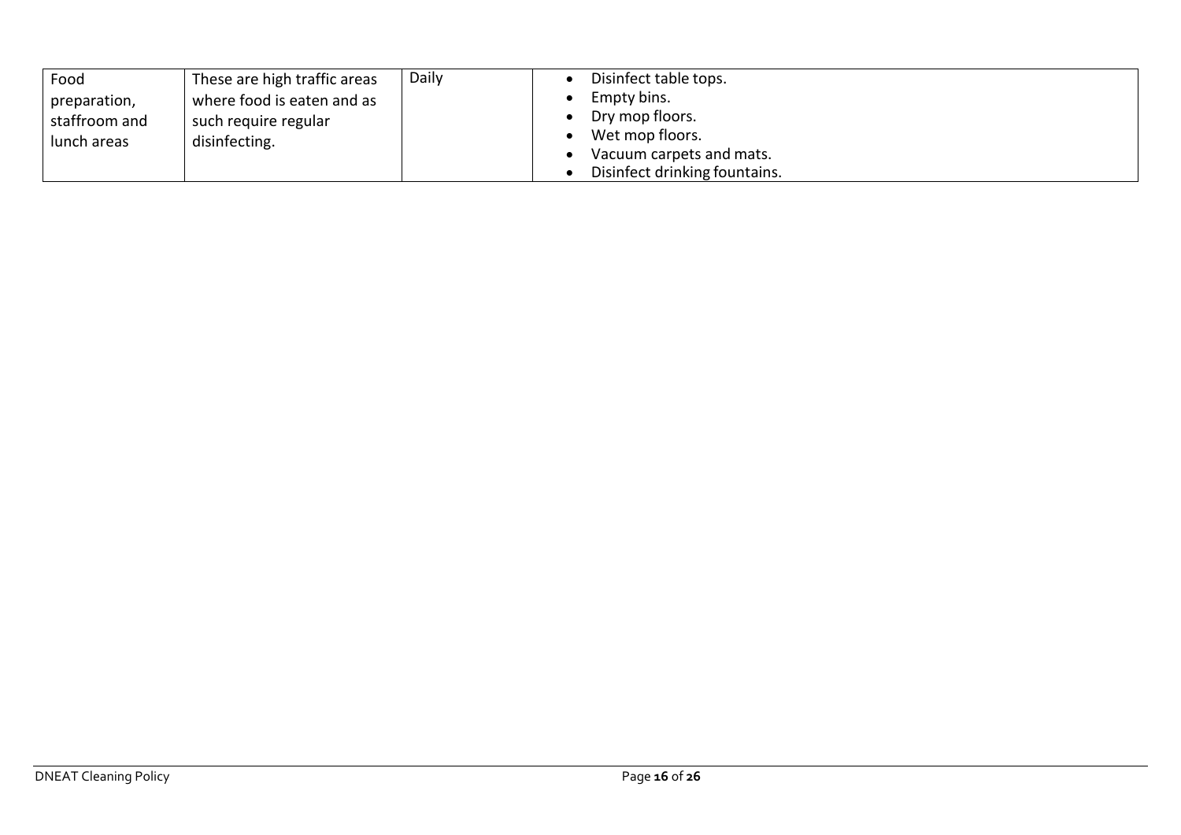| | | | |
|---|---|---|---|
| Food preparation, staffroom and lunch areas | These are high traffic areas where food is eaten and as such require regular disinfecting. | Daily | • Disinfect table tops.<br>• Empty bins.<br>• Dry mop floors.<br>• Wet mop floors.<br>• Vacuum carpets and mats.<br>• Disinfect drinking fountains. |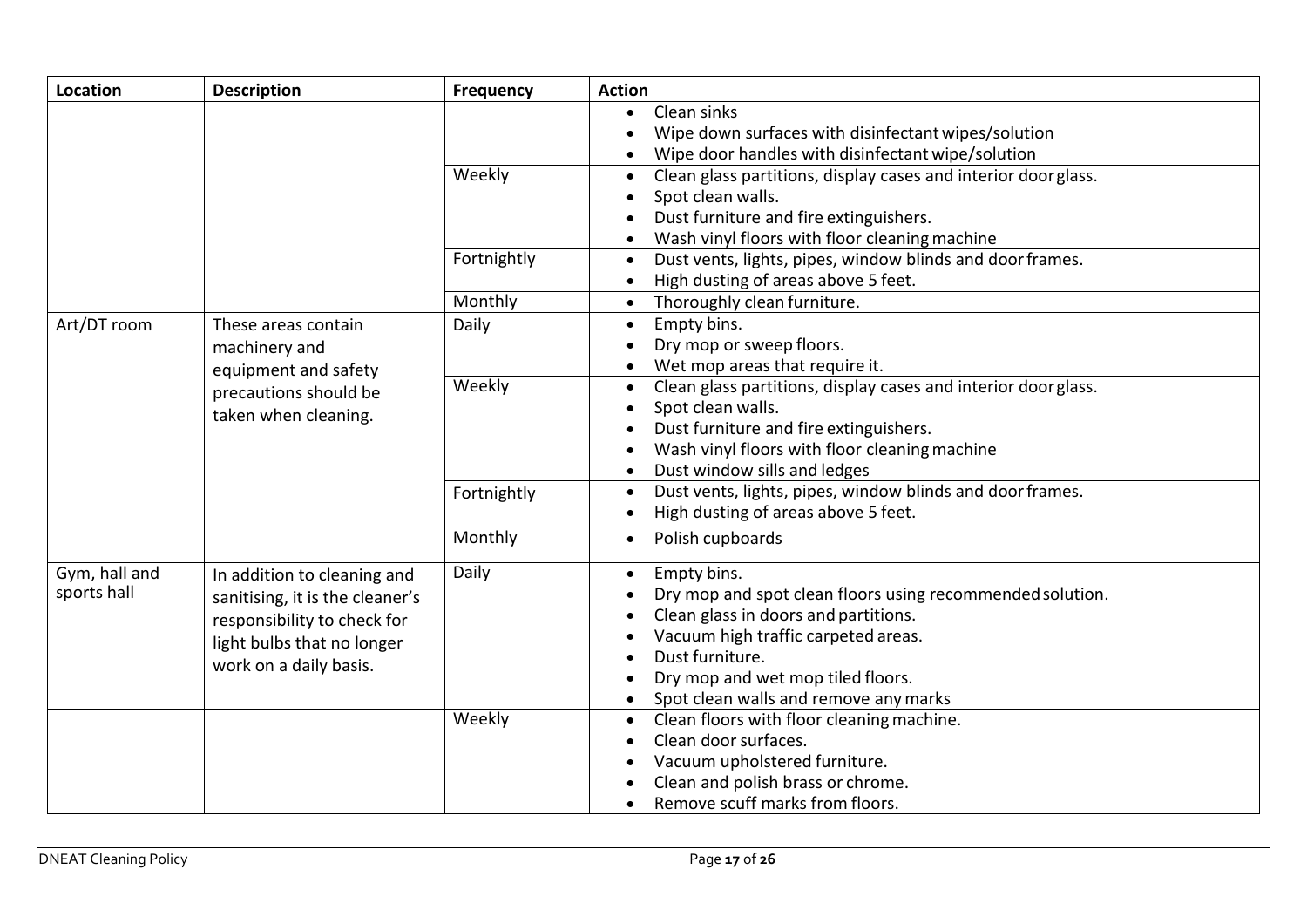| Location | Description | Frequency | Action |
|---|---|---|---|
| | | | • Clean sinks<br>• Wipe down surfaces with disinfectant wipes/solution<br>• Wipe door handles with disinfectant wipe/solution |
| | | Weekly | • Clean glass partitions, display cases and interior door glass.<br>• Spot clean walls.<br>• Dust furniture and fire extinguishers.<br>• Wash vinyl floors with floor cleaning machine |
| | | Fortnightly | • Dust vents, lights, pipes, window blinds and door frames.<br>• High dusting of areas above 5 feet. |
| | | Monthly | • Thoroughly clean furniture. |
| Art/DT room | These areas contain machinery and equipment and safety precautions should be taken when cleaning. | Daily | • Empty bins.<br>• Dry mop or sweep floors.<br>• Wet mop areas that require it. |
| | | Weekly | • Clean glass partitions, display cases and interior door glass.<br>• Spot clean walls.<br>• Dust furniture and fire extinguishers.<br>• Wash vinyl floors with floor cleaning machine<br>• Dust window sills and ledges |
| | | Fortnightly | • Dust vents, lights, pipes, window blinds and door frames.<br>• High dusting of areas above 5 feet. |
| | | Monthly | • Polish cupboards |
| Gym, hall and sports hall | In addition to cleaning and sanitising, it is the cleaner's responsibility to check for light bulbs that no longer work on a daily basis. | Daily | • Empty bins.<br>• Dry mop and spot clean floors using recommended solution.<br>• Clean glass in doors and partitions.<br>• Vacuum high traffic carpeted areas.<br>• Dust furniture.<br>• Dry mop and wet mop tiled floors.<br>• Spot clean walls and remove any marks |
| | | Weekly | • Clean floors with floor cleaning machine.<br>• Clean door surfaces.<br>• Vacuum upholstered furniture.<br>• Clean and polish brass or chrome.<br>• Remove scuff marks from floors. |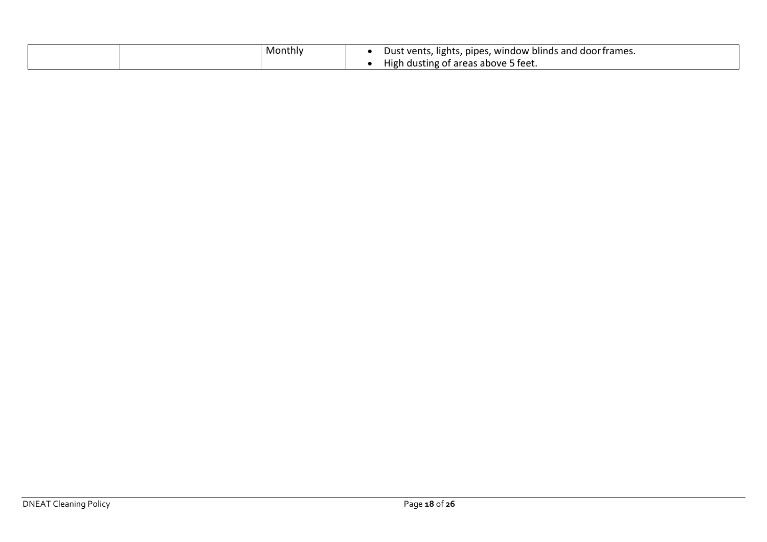| | | | |
|---|---|---|---|
| | | Monthly | • Dust vents, lights, pipes, window blinds and door frames.<br>• High dusting of areas above 5 feet. |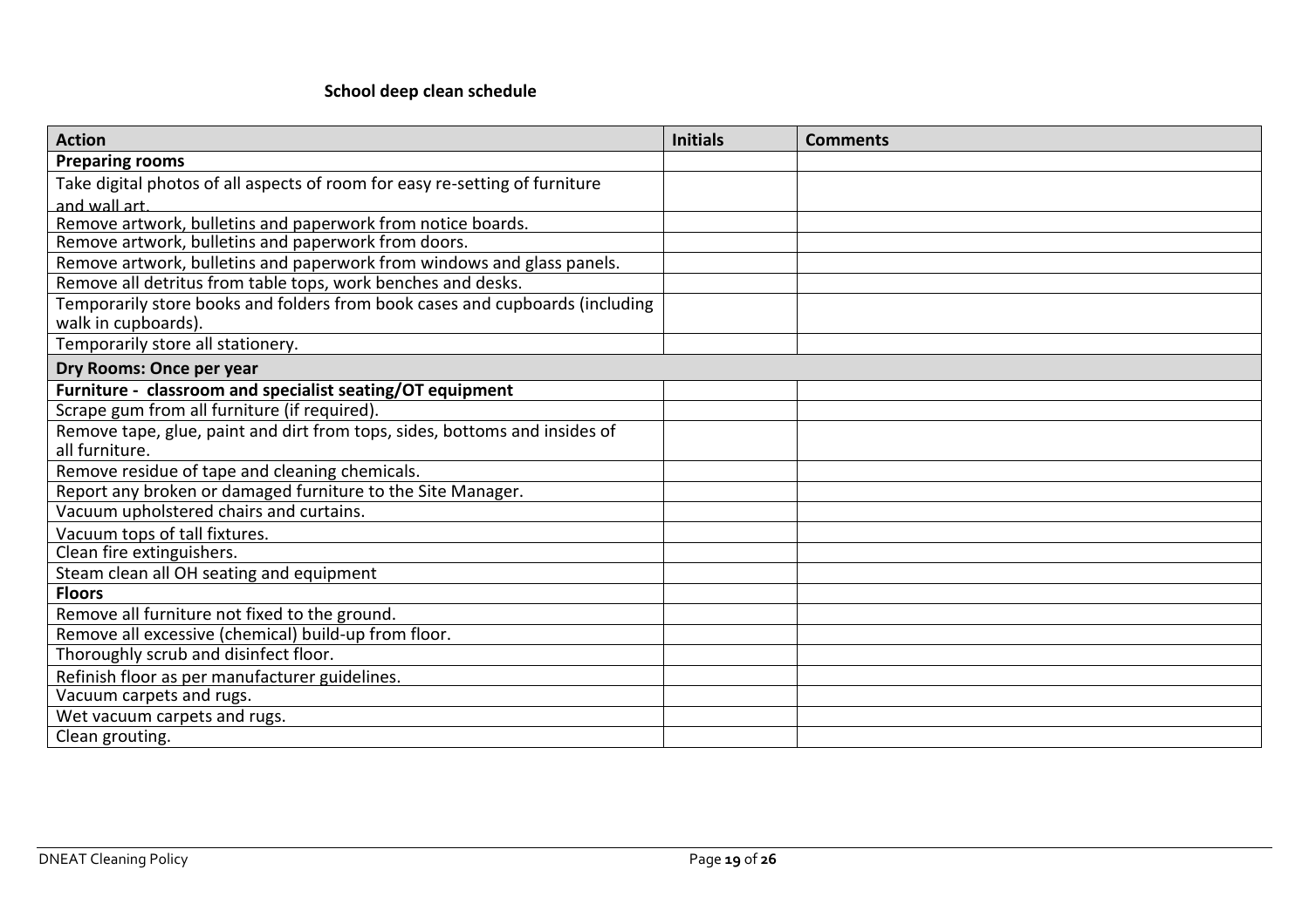**School deep clean schedule**

| Action | Initials | Comments |
|---|---|---|
| **Preparing rooms** | | |
| Take digital photos of all aspects of room for easy re-setting of furniture and wall art. | | |
| Remove artwork, bulletins and paperwork from notice boards. | | |
| Remove artwork, bulletins and paperwork from doors. | | |
| Remove artwork, bulletins and paperwork from windows and glass panels. | | |
| Remove all detritus from table tops, work benches and desks. | | |
| Temporarily store books and folders from book cases and cupboards (including walk in cupboards). | | |
| Temporarily store all stationery. | | |
| **Dry Rooms: Once per year** | | |
| **Furniture - classroom and specialist seating/OT equipment** | | |
| Scrape gum from all furniture (if required). | | |
| Remove tape, glue, paint and dirt from tops, sides, bottoms and insides of all furniture. | | |
| Remove residue of tape and cleaning chemicals. | | |
| Report any broken or damaged furniture to the Site Manager. | | |
| Vacuum upholstered chairs and curtains. | | |
| Vacuum tops of tall fixtures. | | |
| Clean fire extinguishers. | | |
| Steam clean all OH seating and equipment | | |
| **Floors** | | |
| Remove all furniture not fixed to the ground. | | |
| Remove all excessive (chemical) build-up from floor. | | |
| Thoroughly scrub and disinfect floor. | | |
| Refinish floor as per manufacturer guidelines. | | |
| Vacuum carpets and rugs. | | |
| Wet vacuum carpets and rugs. | | |
| Clean grouting. | | |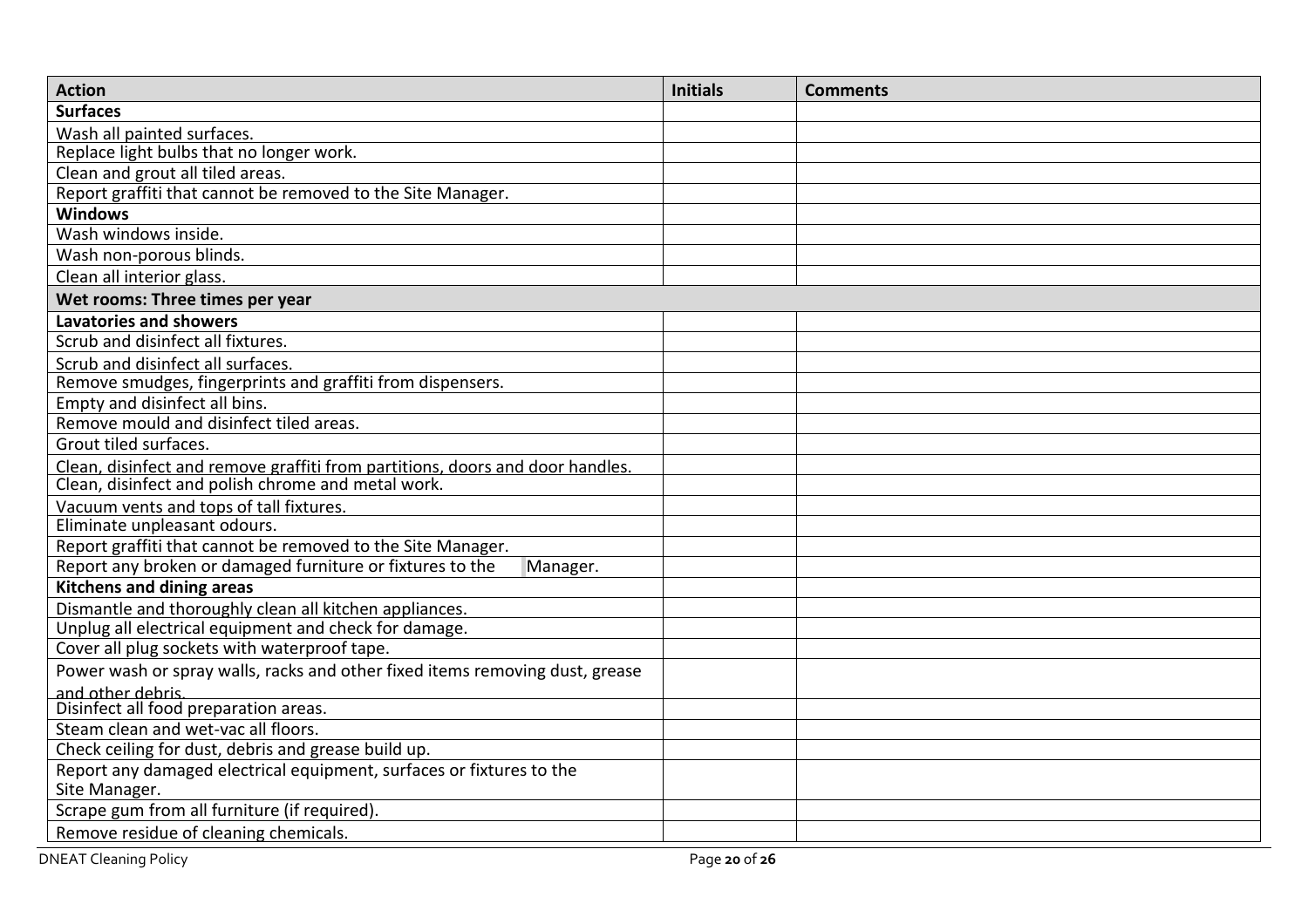| Action | Initials | Comments |
| --- | --- | --- |
| **Surfaces** | | |
| Wash all painted surfaces. | | |
| Replace light bulbs that no longer work. | | |
| Clean and grout all tiled areas. | | |
| Report graffiti that cannot be removed to the Site Manager. | | |
| **Windows** | | |
| Wash windows inside. | | |
| Wash non-porous blinds. | | |
| Clean all interior glass. | | |
| **Wet rooms: Three times per year** | | |
| **Lavatories and showers** | | |
| Scrub and disinfect all fixtures. | | |
| Scrub and disinfect all surfaces. | | |
| Remove smudges, fingerprints and graffiti from dispensers. | | |
| Empty and disinfect all bins. | | |
| Remove mould and disinfect tiled areas. | | |
| Grout tiled surfaces. | | |
| Clean, disinfect and remove graffiti from partitions, doors and door handles. | | |
| Clean, disinfect and polish chrome and metal work. | | |
| Vacuum vents and tops of tall fixtures. | | |
| Eliminate unpleasant odours. | | |
| Report graffiti that cannot be removed to the Site Manager. | | |
| Report any broken or damaged furniture or fixtures to the Manager. | | |
| **Kitchens and dining areas** | | |
| Dismantle and thoroughly clean all kitchen appliances. | | |
| Unplug all electrical equipment and check for damage. | | |
| Cover all plug sockets with waterproof tape. | | |
| Power wash or spray walls, racks and other fixed items removing dust, grease and other debris. | | |
| Disinfect all food preparation areas. | | |
| Steam clean and wet-vac all floors. | | |
| Check ceiling for dust, debris and grease build up. | | |
| Report any damaged electrical equipment, surfaces or fixtures to the Site Manager. | | |
| Scrape gum from all furniture (if required). | | |
| Remove residue of cleaning chemicals. | | |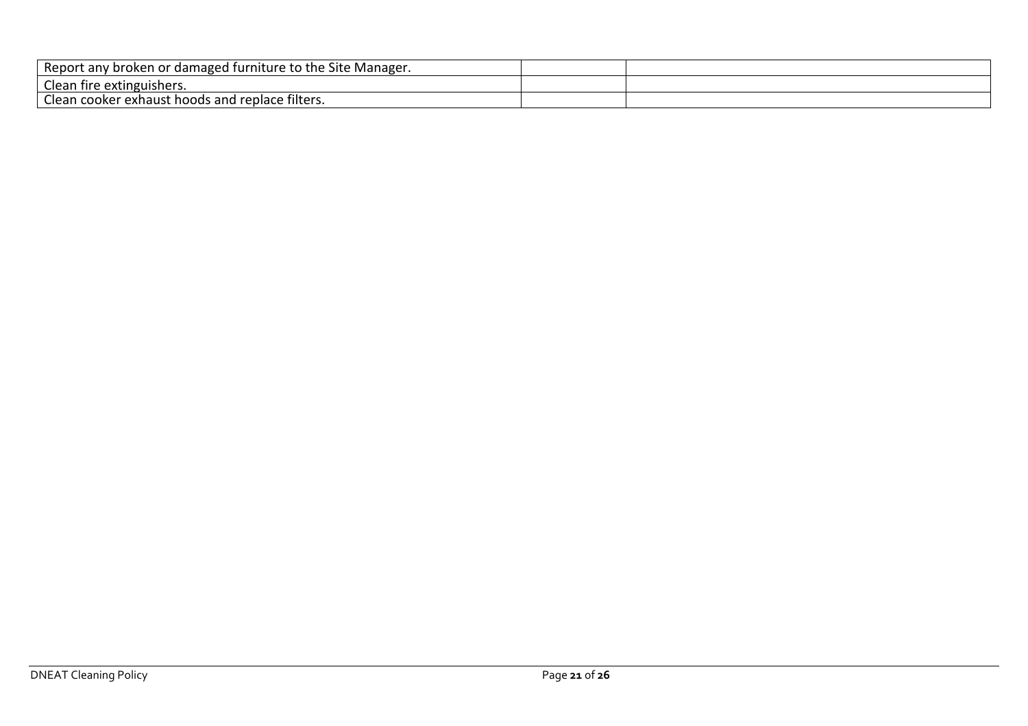| | | |
|---|---|---|
| Report any broken or damaged furniture to the Site Manager. | | |
| Clean fire extinguishers. | | |
| Clean cooker exhaust hoods and replace filters. | | |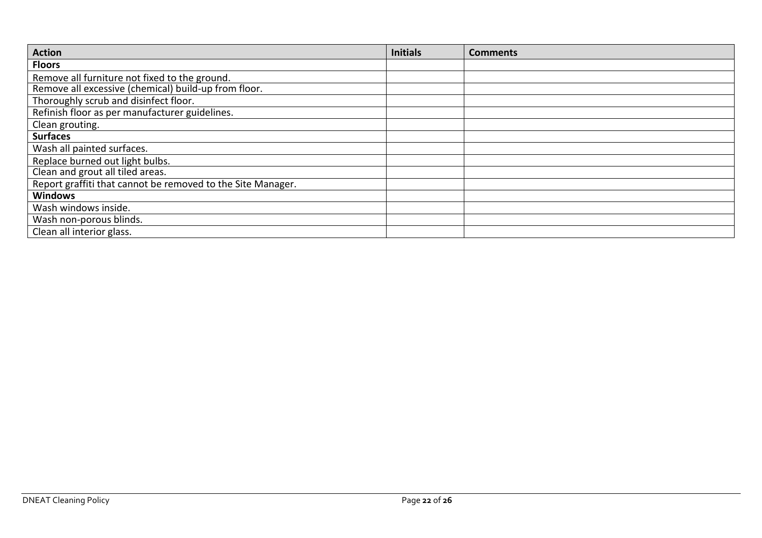| Action | Initials | Comments |
|---|---|---|
| **Floors** | | |
| Remove all furniture not fixed to the ground. | | |
| Remove all excessive (chemical) build-up from floor. | | |
| Thoroughly scrub and disinfect floor. | | |
| Refinish floor as per manufacturer guidelines. | | |
| Clean grouting. | | |
| **Surfaces** | | |
| Wash all painted surfaces. | | |
| Replace burned out light bulbs. | | |
| Clean and grout all tiled areas. | | |
| Report graffiti that cannot be removed to the Site Manager. | | |
| **Windows** | | |
| Wash windows inside. | | |
| Wash non-porous blinds. | | |
| Clean all interior glass. | | |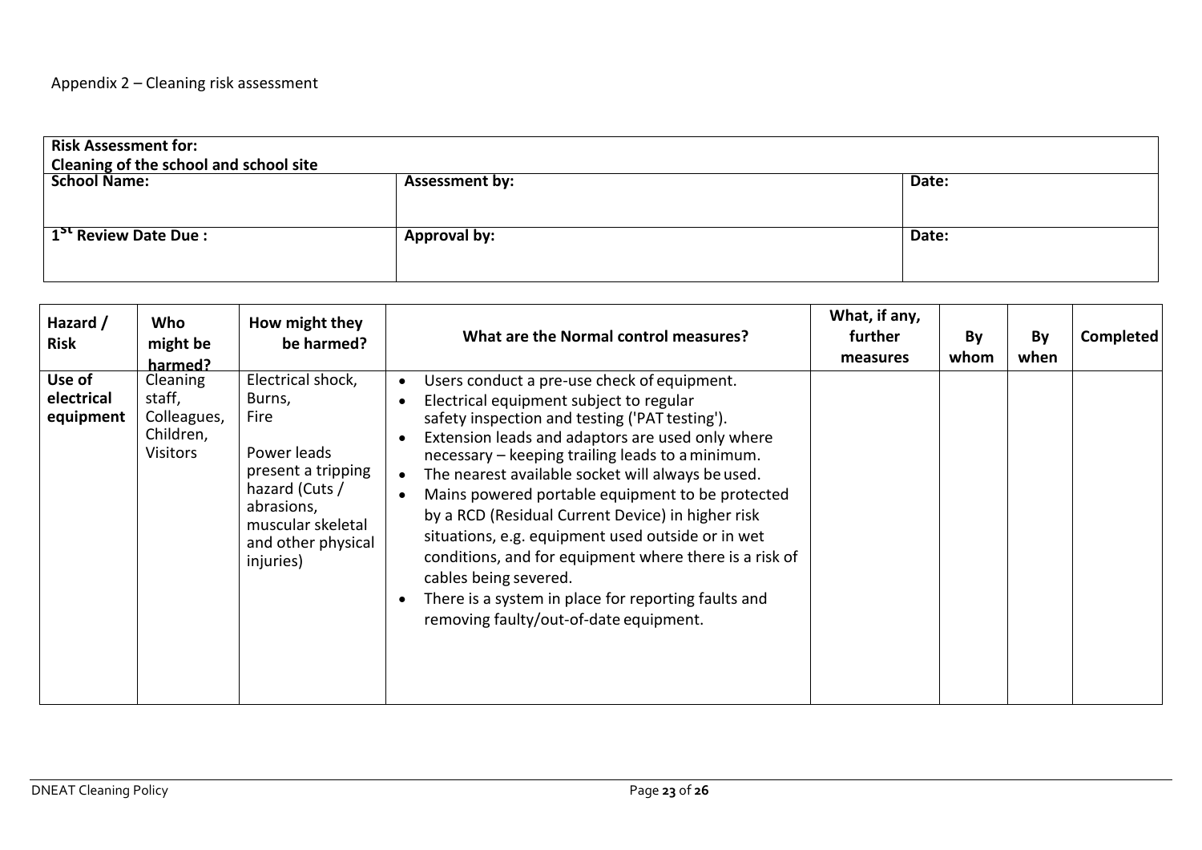Appendix 2 – Cleaning risk assessment

| **Risk Assessment for:**<br>**Cleaning of the school and school site** | | |
|---|---|---|
| **School Name:** | **Assessment by:** | **Date:** |
| **1st Review Date Due :** | **Approval by:** | **Date:** |

| **Hazard / Risk** | **Who might be harmed?** | **How might they be harmed?** | **What are the Normal control measures?** | **What, if any, further measures** | **By whom** | **By when** | **Completed** |
|---|---|---|---|---|---|---|---|
| **Use of electrical equipment** | Cleaning staff, Colleagues, Children, Visitors | Electrical shock, Burns, Fire<br><br>Power leads present a tripping hazard (Cuts / abrasions, muscular skeletal and other physical injuries) | • Users conduct a pre-use check of equipment.<br>• Electrical equipment subject to regular safety inspection and testing ('PAT testing').<br>• Extension leads and adaptors are used only where necessary – keeping trailing leads to a minimum.<br>• The nearest available socket will always be used.<br>• Mains powered portable equipment to be protected by a RCD (Residual Current Device) in higher risk situations, e.g. equipment used outside or in wet conditions, and for equipment where there is a risk of cables being severed.<br>• There is a system in place for reporting faults and removing faulty/out-of-date equipment. | | | | |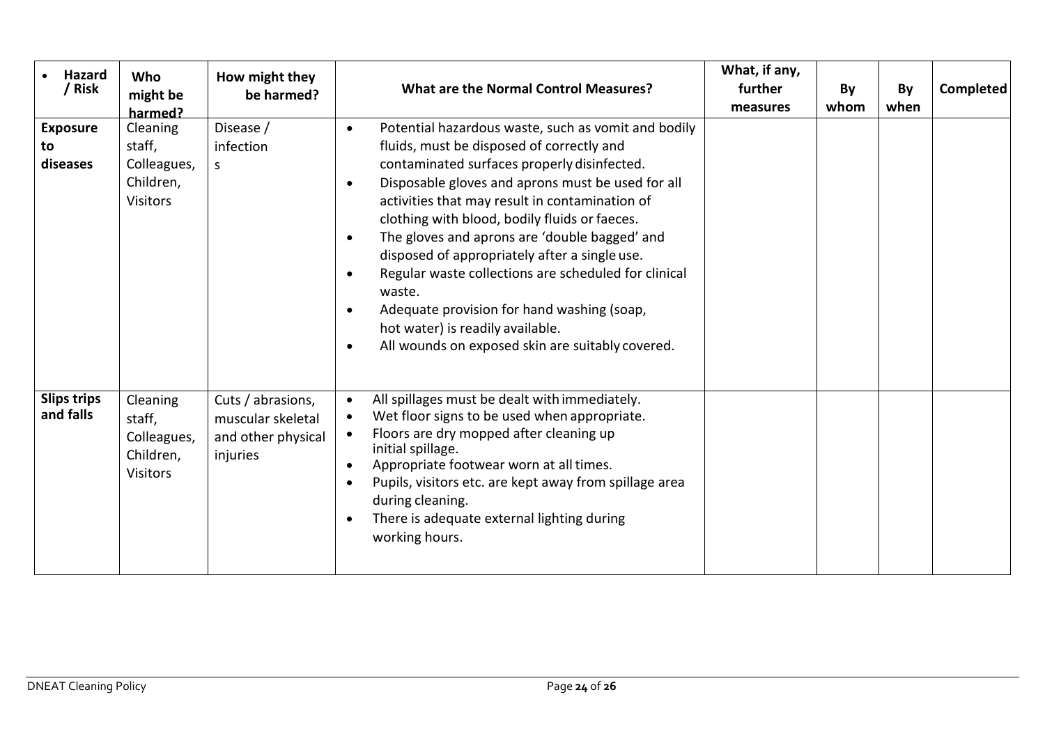| • Hazard / Risk | Who might be harmed? | How might they be harmed? | What are the Normal Control Measures? | What, if any, further measures | By whom | By when | Completed |
|---|---|---|---|---|---|---|---|
| **Exposure to diseases** | Cleaning staff, Colleagues, Children, Visitors | Disease / infections | • Potential hazardous waste, such as vomit and bodily fluids, must be disposed of correctly and contaminated surfaces properly disinfected.<br>• Disposable gloves and aprons must be used for all activities that may result in contamination of clothing with blood, bodily fluids or faeces.<br>• The gloves and aprons are 'double bagged' and disposed of appropriately after a single use.<br>• Regular waste collections are scheduled for clinical waste.<br>• Adequate provision for hand washing (soap, hot water) is readily available.<br>• All wounds on exposed skin are suitably covered. | | | | |
| **Slips trips and falls** | Cleaning staff, Colleagues, Children, Visitors | Cuts / abrasions, muscular skeletal and other physical injuries | • All spillages must be dealt with immediately.<br>• Wet floor signs to be used when appropriate.<br>• Floors are dry mopped after cleaning up initial spillage.<br>• Appropriate footwear worn at all times.<br>• Pupils, visitors etc. are kept away from spillage area during cleaning.<br>• There is adequate external lighting during working hours. | | | | |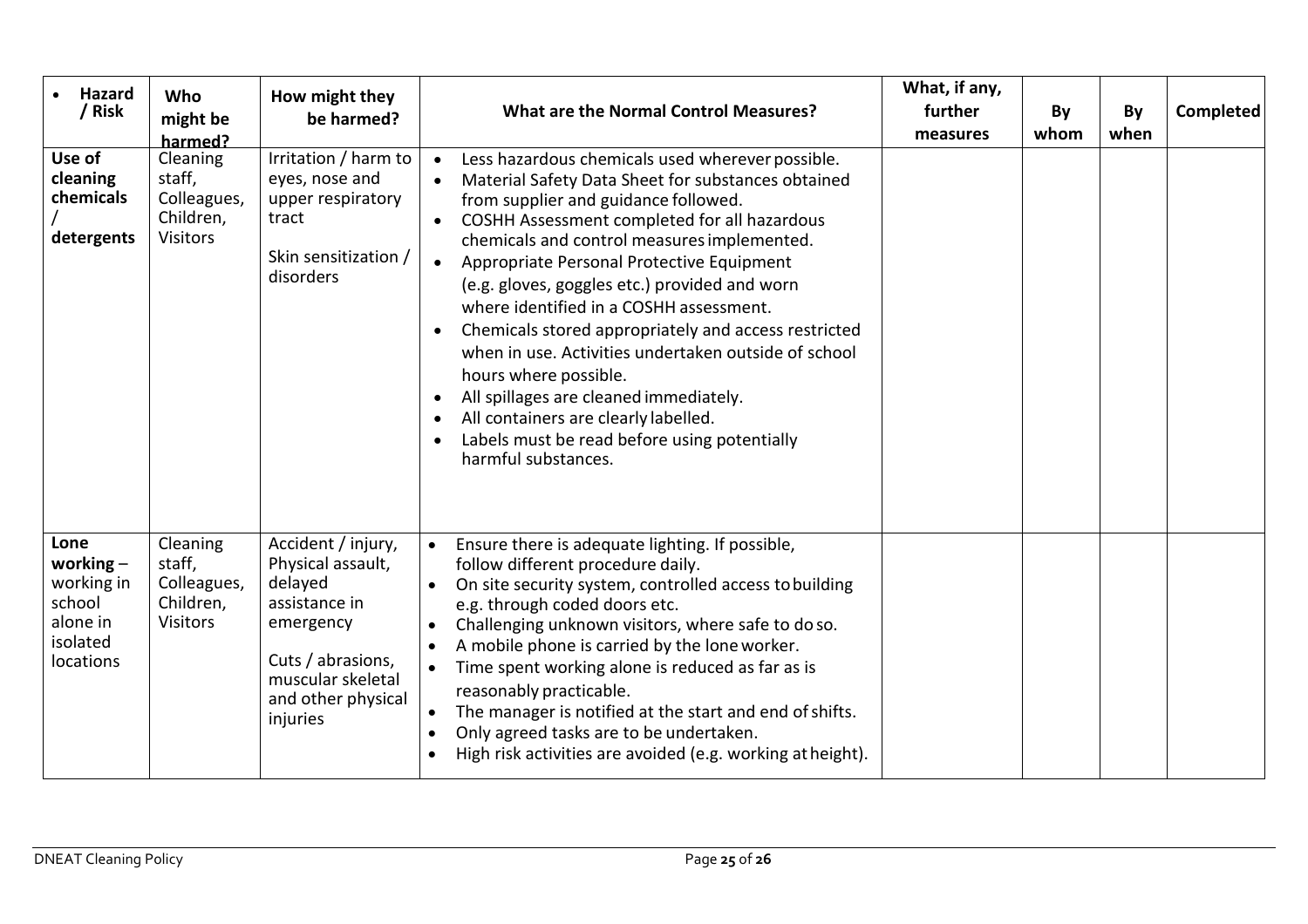| • Hazard / Risk | Who might be harmed? | How might they be harmed? | What are the Normal Control Measures? | What, if any, further measures | By whom | By when | Completed |
|---|---|---|---|---|---|---|---|
| **Use of cleaning chemicals / detergents** | Cleaning staff, Colleagues, Children, Visitors | Irritation / harm to eyes, nose and upper respiratory tract<br><br>Skin sensitization / disorders | • Less hazardous chemicals used wherever possible.<br>• Material Safety Data Sheet for substances obtained from supplier and guidance followed.<br>• COSHH Assessment completed for all hazardous chemicals and control measures implemented.<br>• Appropriate Personal Protective Equipment (e.g. gloves, goggles etc.) provided and worn where identified in a COSHH assessment.<br>• Chemicals stored appropriately and access restricted when in use. Activities undertaken outside of school hours where possible.<br>• All spillages are cleaned immediately.<br>• All containers are clearly labelled.<br>• Labels must be read before using potentially harmful substances. | | | | |
| **Lone working** – working in school alone in isolated locations | Cleaning staff, Colleagues, Children, Visitors | Accident / injury, Physical assault, delayed assistance in emergency<br><br>Cuts / abrasions, muscular skeletal and other physical injuries | • Ensure there is adequate lighting. If possible, follow different procedure daily.<br>• On site security system, controlled access to building e.g. through coded doors etc.<br>• Challenging unknown visitors, where safe to do so.<br>• A mobile phone is carried by the lone worker.<br>• Time spent working alone is reduced as far as is reasonably practicable.<br>• The manager is notified at the start and end of shifts.<br>• Only agreed tasks are to be undertaken.<br>• High risk activities are avoided (e.g. working at height). | | | | |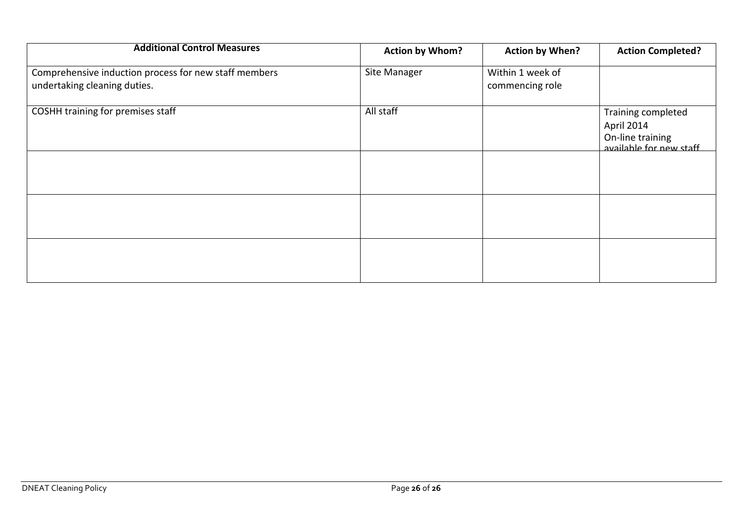| Additional Control Measures | Action by Whom? | Action by When? | Action Completed? |
|---|---|---|---|
| Comprehensive induction process for new staff members undertaking cleaning duties. | Site Manager | Within 1 week of commencing role | |
| COSHH training for premises staff | All staff | | Training completed April 2014 On-line training available for new staff |
| | | | |
| | | | |
| | | | |